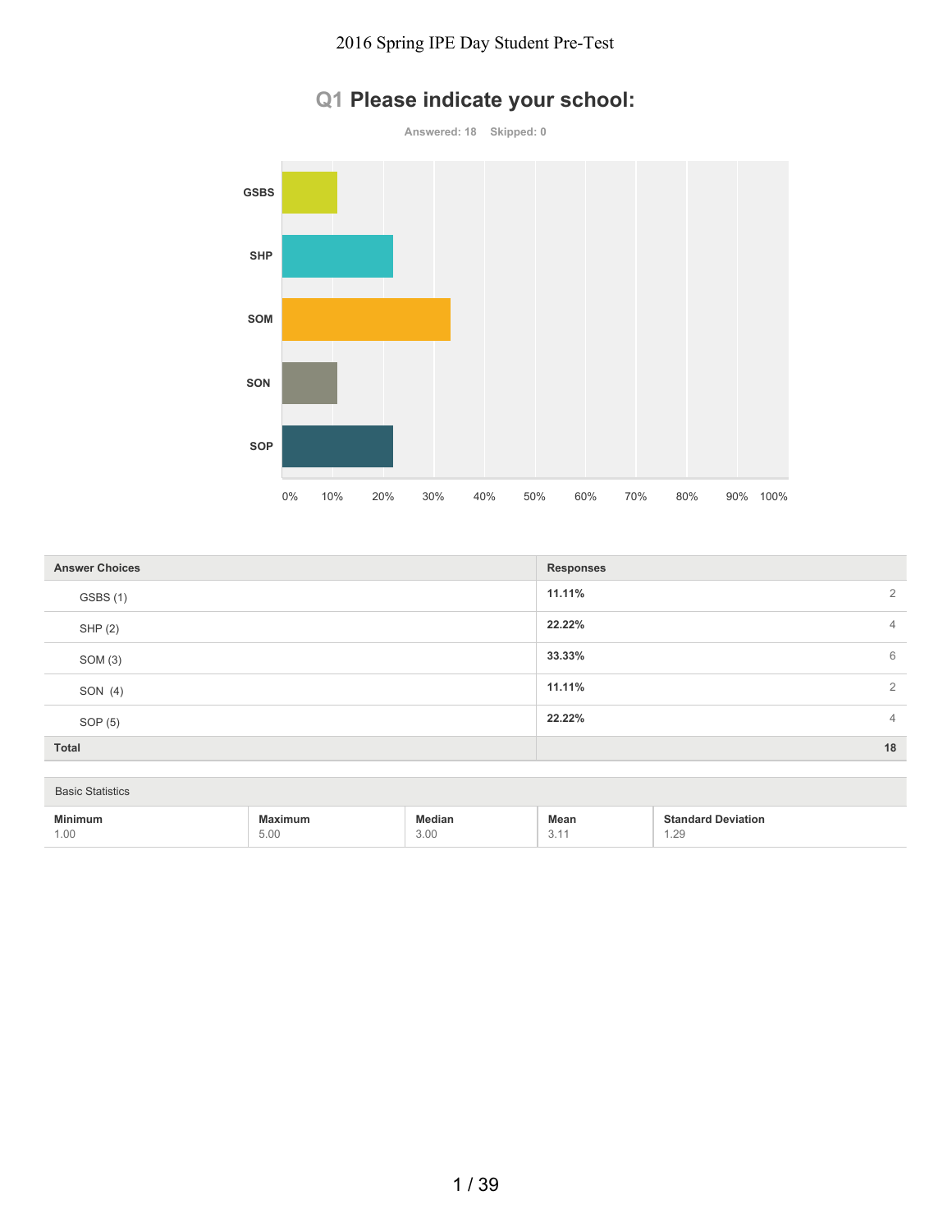# 2016 Spring IPE Day Student Pre-Test

## Q1 Please indicate your school:

Answered: 18 Skipped: 0

| Answer Choices | Responses | |
|---|---|---|
| GSBS (1) | 11.11% | 2 |
| SHP (2) | 22.22% | 4 |
| SOM (3) | 33.33% | 6 |
| SON (4) | 11.11% | 2 |
| SOP (5) | 22.22% | 4 |
| **Total** | | **18** |

Basic Statistics

| Minimum | Maximum | Median | Mean | Standard Deviation |
|---|---|---|---|---|
| 1.00 | 5.00 | 3.00 | 3.11 | 1.29 |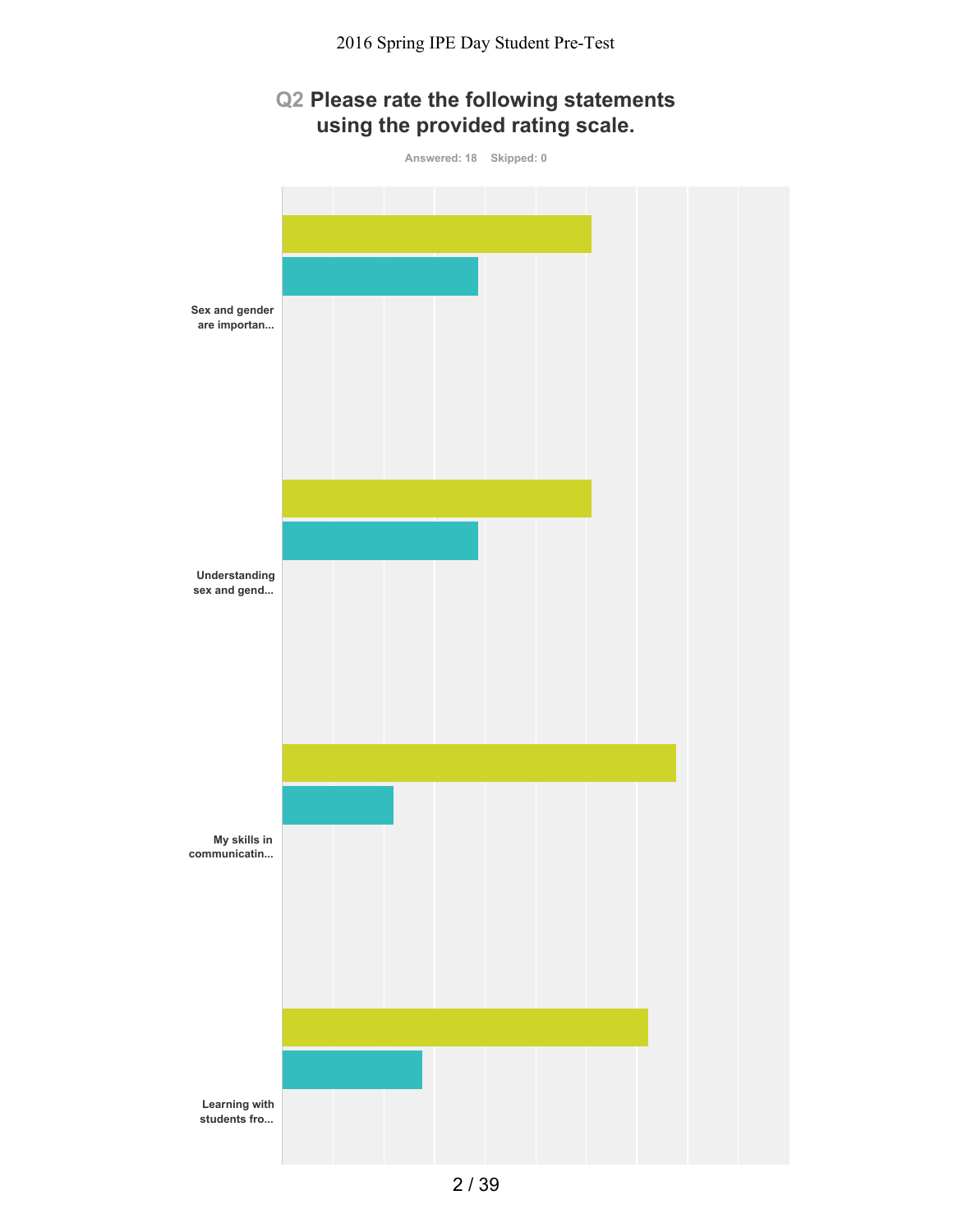# Q2 Please rate the following statements using the provided rating scale.

Answered: 18 Skipped: 0

Sex and gender are importan...

Understanding sex and gend...

My skills in communicatin...

Learning with students fro...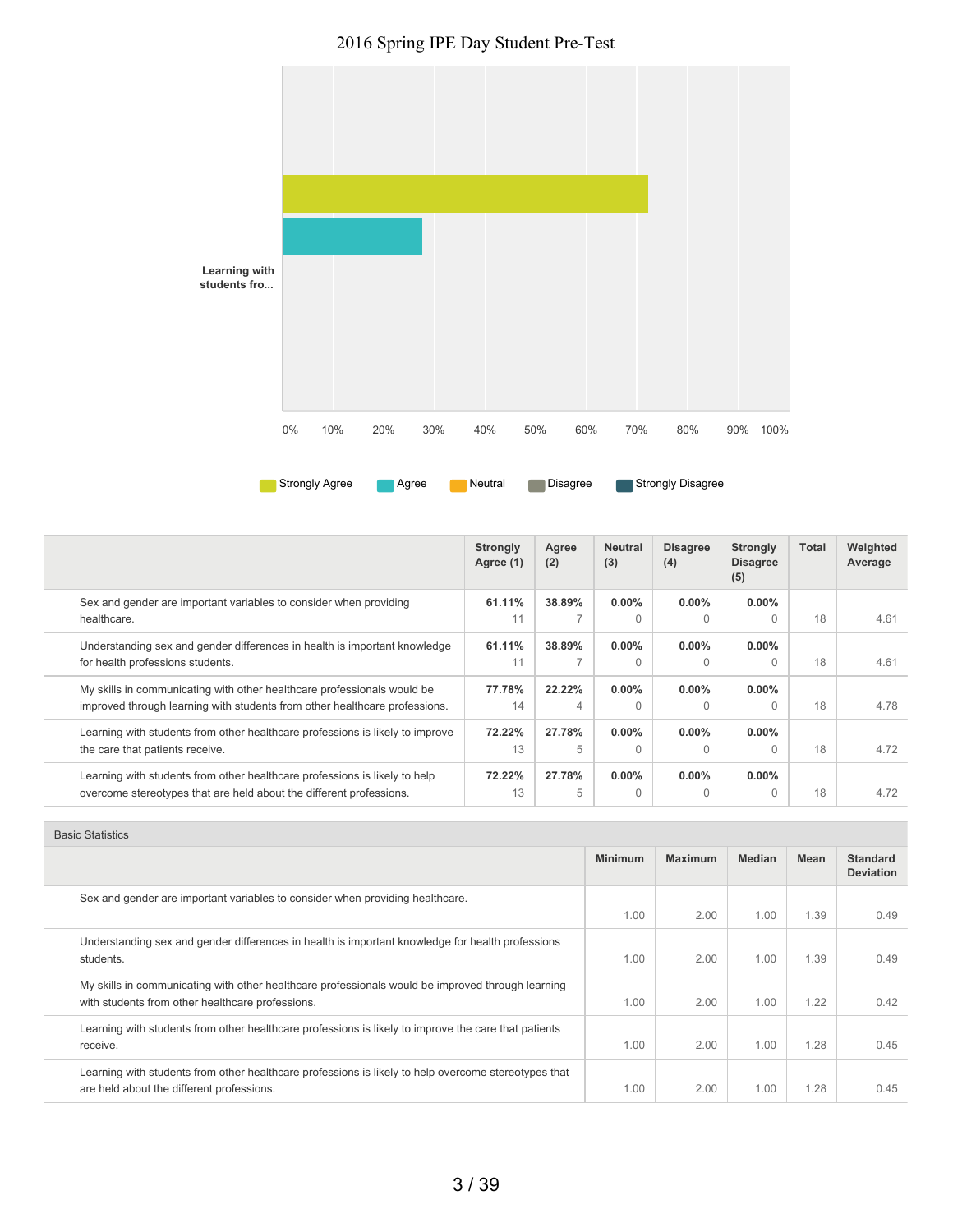# 2016 Spring IPE Day Student Pre-Test

Learning with students fro...

0% 10% 20% 30% 40% 50% 60% 70% 80% 90% 100%

Strongly Agree | Agree | Neutral | Disagree | Strongly Disagree

| | Strongly Agree (1) | Agree (2) | Neutral (3) | Disagree (4) | Strongly Disagree (5) | Total | Weighted Average |
|---|---|---|---|---|---|---|---|
| Sex and gender are important variables to consider when providing healthcare. | **61.11%** 11 | **38.89%** 7 | **0.00%** 0 | **0.00%** 0 | **0.00%** 0 | 18 | 4.61 |
| Understanding sex and gender differences in health is important knowledge for health professions students. | **61.11%** 11 | **38.89%** 7 | **0.00%** 0 | **0.00%** 0 | **0.00%** 0 | 18 | 4.61 |
| My skills in communicating with other healthcare professionals would be improved through learning with students from other healthcare professions. | **77.78%** 14 | **22.22%** 4 | **0.00%** 0 | **0.00%** 0 | **0.00%** 0 | 18 | 4.78 |
| Learning with students from other healthcare professions is likely to improve the care that patients receive. | **72.22%** 13 | **27.78%** 5 | **0.00%** 0 | **0.00%** 0 | **0.00%** 0 | 18 | 4.72 |
| Learning with students from other healthcare professions is likely to help overcome stereotypes that are held about the different professions. | **72.22%** 13 | **27.78%** 5 | **0.00%** 0 | **0.00%** 0 | **0.00%** 0 | 18 | 4.72 |

Basic Statistics

| | Minimum | Maximum | Median | Mean | Standard Deviation |
|---|---|---|---|---|---|
| Sex and gender are important variables to consider when providing healthcare. | 1.00 | 2.00 | 1.00 | 1.39 | 0.49 |
| Understanding sex and gender differences in health is important knowledge for health professions students. | 1.00 | 2.00 | 1.00 | 1.39 | 0.49 |
| My skills in communicating with other healthcare professionals would be improved through learning with students from other healthcare professions. | 1.00 | 2.00 | 1.00 | 1.22 | 0.42 |
| Learning with students from other healthcare professions is likely to improve the care that patients receive. | 1.00 | 2.00 | 1.00 | 1.28 | 0.45 |
| Learning with students from other healthcare professions is likely to help overcome stereotypes that are held about the different professions. | 1.00 | 2.00 | 1.00 | 1.28 | 0.45 |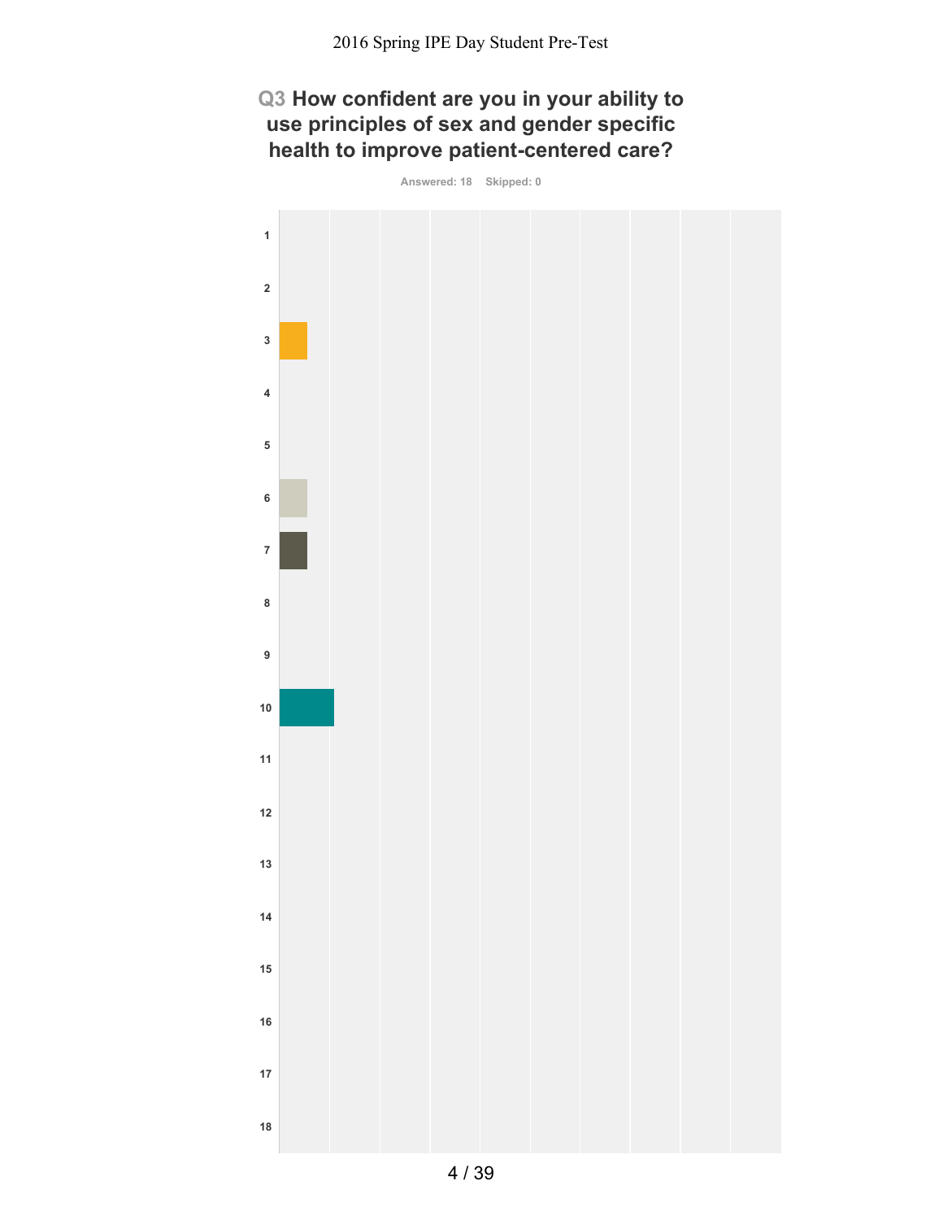## Q3 How confident are you in your ability to use principles of sex and gender specific health to improve patient-centered care?

Answered: 18 Skipped: 0

1

2

3

4

5

6

7

8

9

10

11

12

13

14

15

16

17

18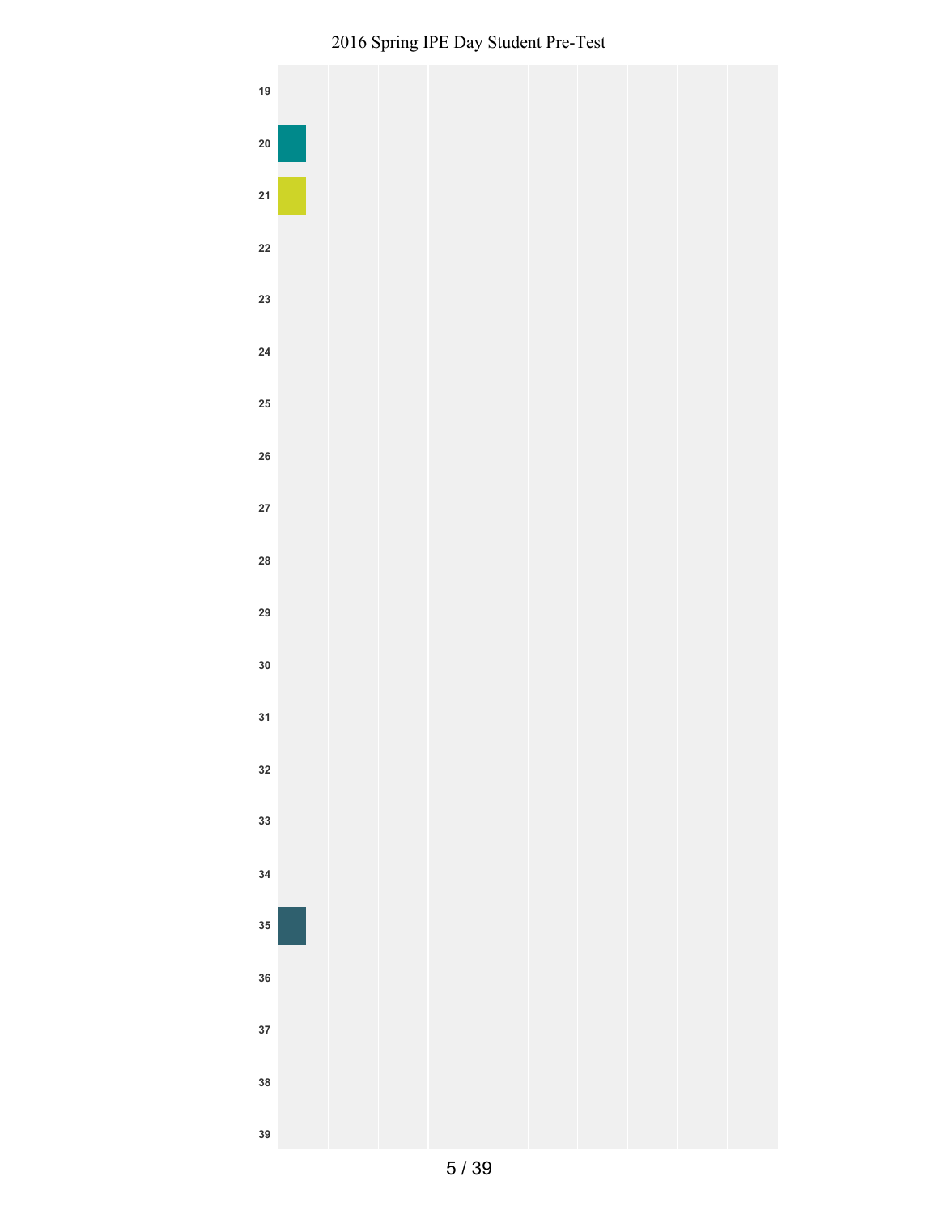19

20

21

22

23

24

25

26

27

28

29

30

31

32

33

34

35

36

37

38

39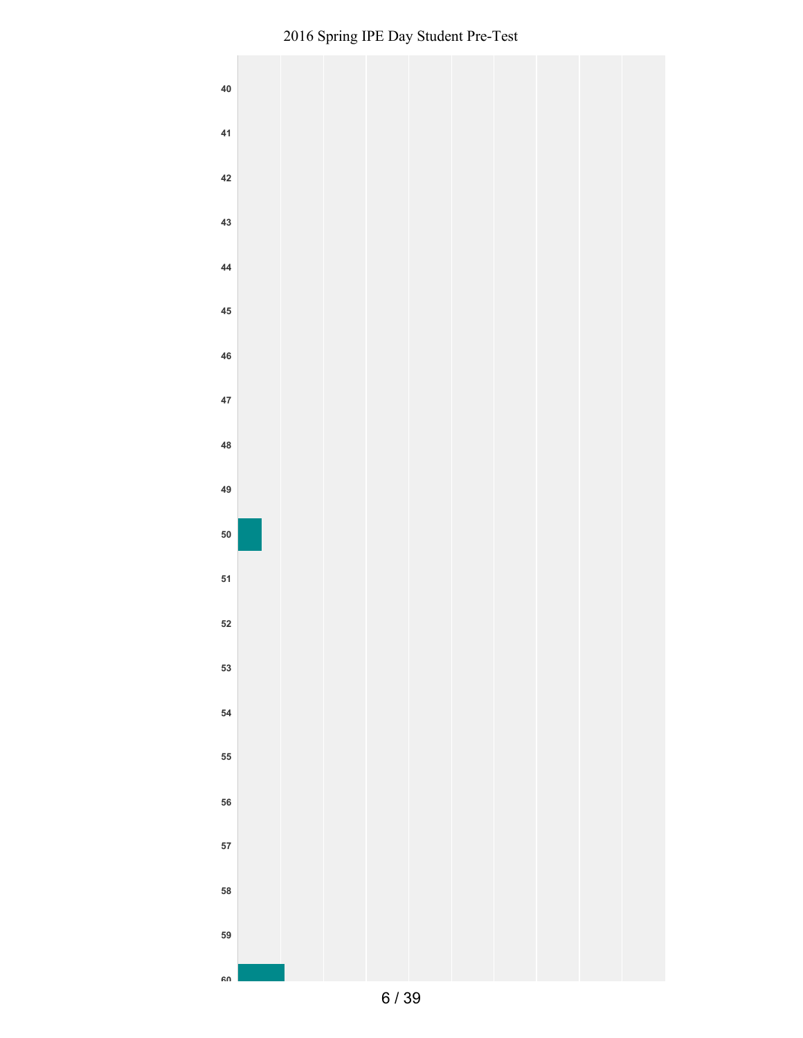40

41

42

43

44

45

46

47

48

49

50

51

52

53

54

55

56

57

58

59

60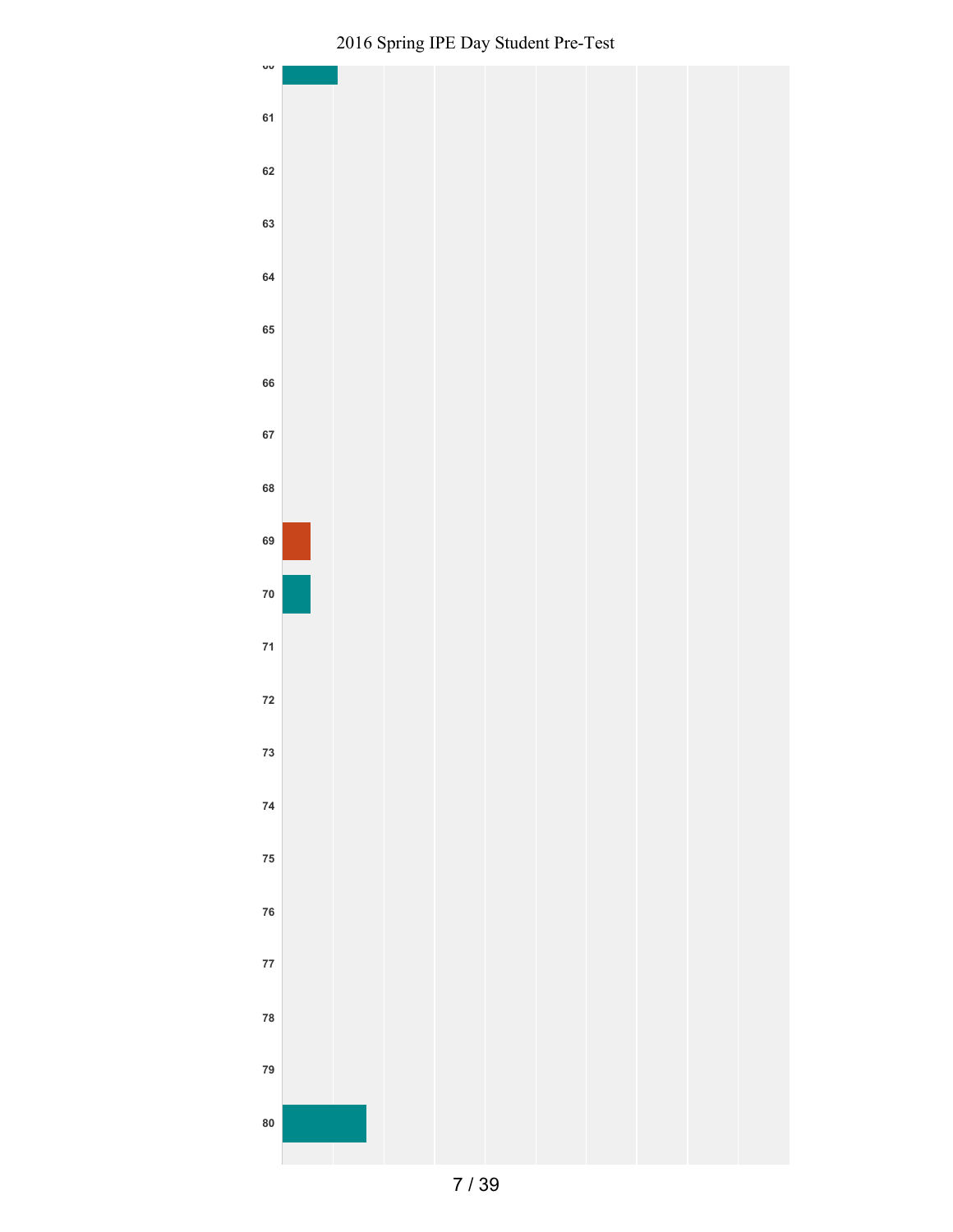60

61

62

63

64

65

66

67

68

69

70

71

72

73

74

75

76

77

78

79

80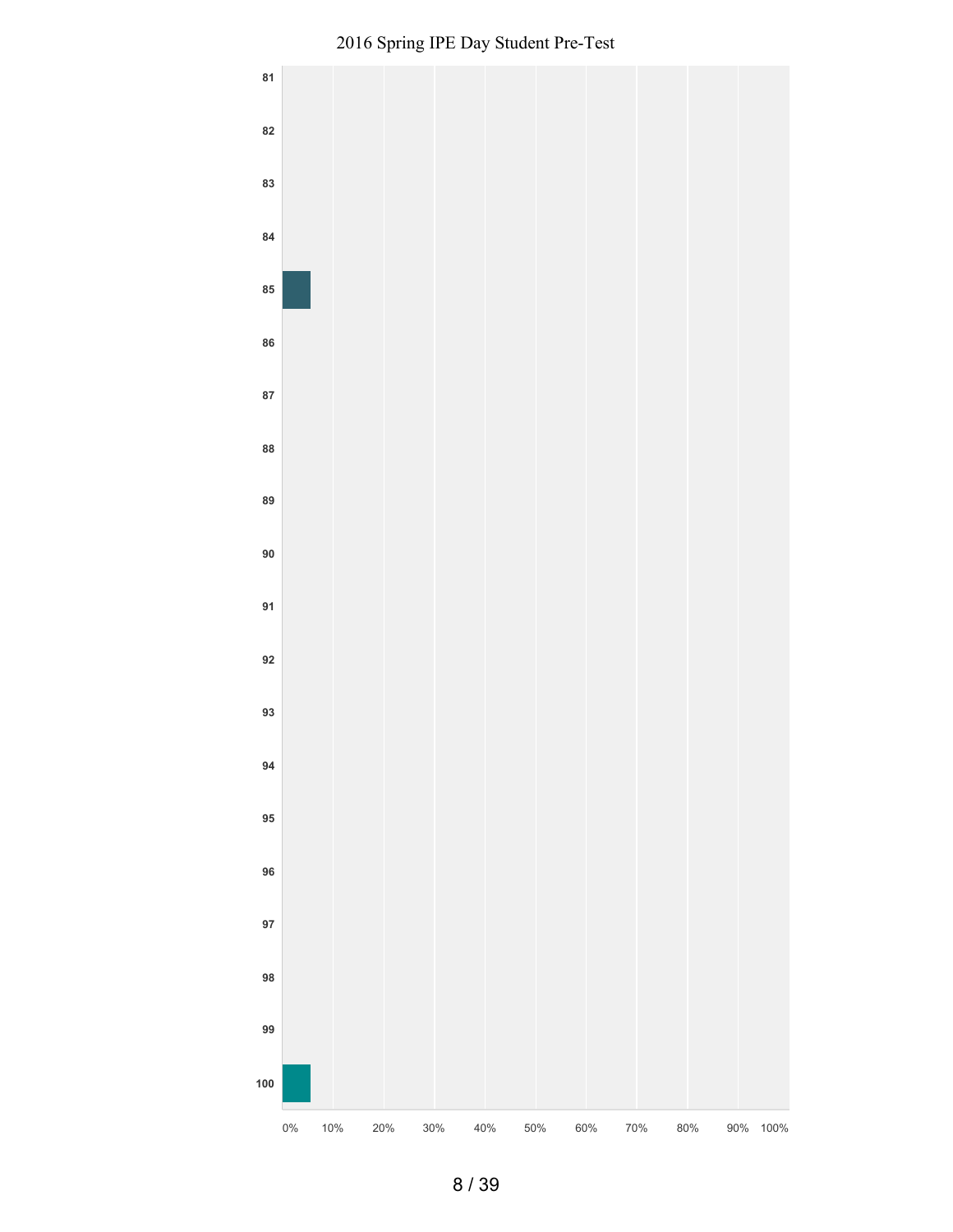| Value | Percentage |
|---|---|
| 81 | |
| 82 | |
| 83 | |
| 84 | |
| 85 | ~5% |
| 86 | |
| 87 | |
| 88 | |
| 89 | |
| 90 | |
| 91 | |
| 92 | |
| 93 | |
| 94 | |
| 95 | |
| 96 | |
| 97 | |
| 98 | |
| 99 | |
| 100 | ~5% |

0% 10% 20% 30% 40% 50% 60% 70% 80% 90% 100%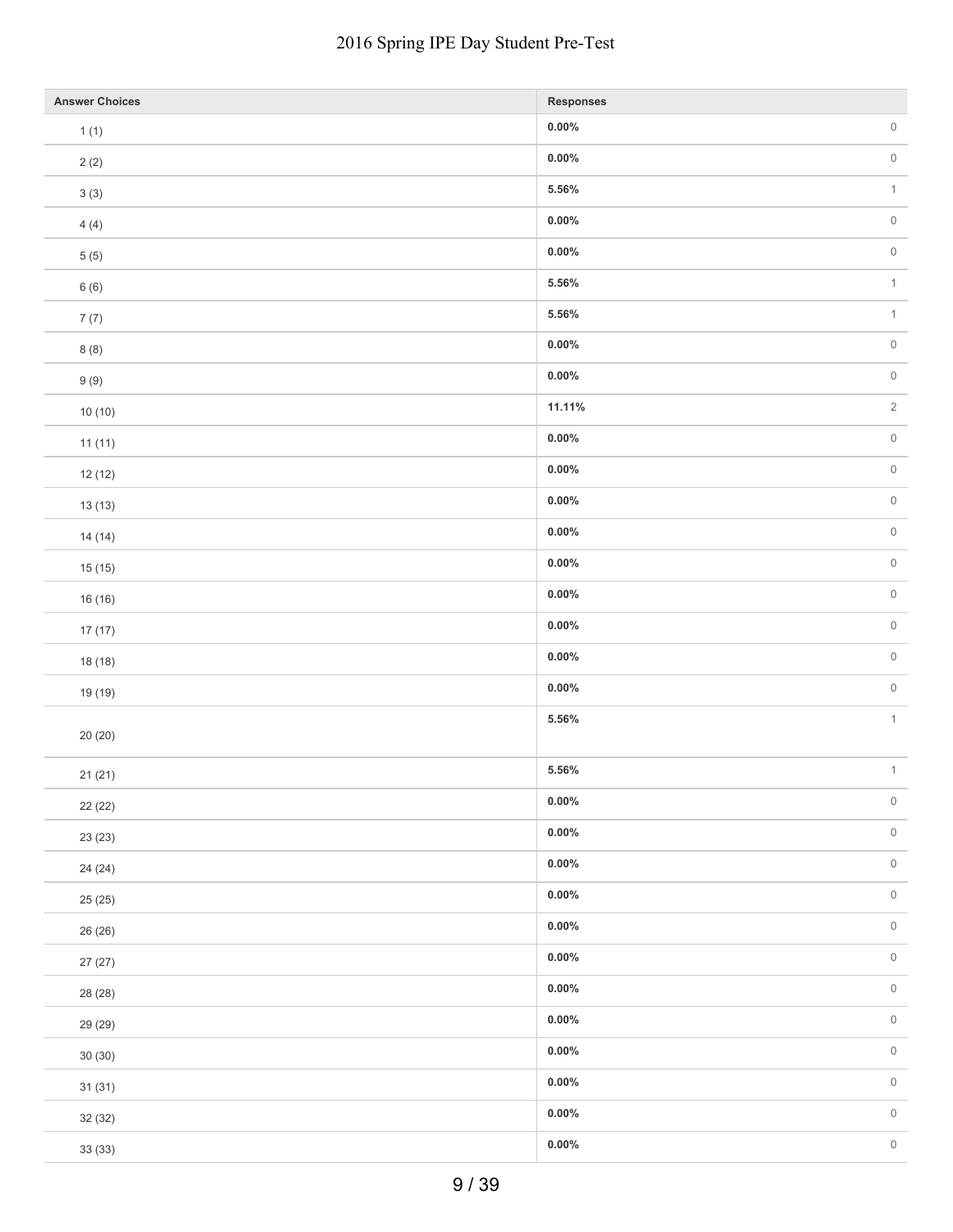| Answer Choices | Responses | |
|---|---|---|
| 1 (1) | **0.00%** | 0 |
| 2 (2) | **0.00%** | 0 |
| 3 (3) | **5.56%** | 1 |
| 4 (4) | **0.00%** | 0 |
| 5 (5) | **0.00%** | 0 |
| 6 (6) | **5.56%** | 1 |
| 7 (7) | **5.56%** | 1 |
| 8 (8) | **0.00%** | 0 |
| 9 (9) | **0.00%** | 0 |
| 10 (10) | **11.11%** | 2 |
| 11 (11) | **0.00%** | 0 |
| 12 (12) | **0.00%** | 0 |
| 13 (13) | **0.00%** | 0 |
| 14 (14) | **0.00%** | 0 |
| 15 (15) | **0.00%** | 0 |
| 16 (16) | **0.00%** | 0 |
| 17 (17) | **0.00%** | 0 |
| 18 (18) | **0.00%** | 0 |
| 19 (19) | **0.00%** | 0 |
| 20 (20) | **5.56%** | 1 |
| 21 (21) | **5.56%** | 1 |
| 22 (22) | **0.00%** | 0 |
| 23 (23) | **0.00%** | 0 |
| 24 (24) | **0.00%** | 0 |
| 25 (25) | **0.00%** | 0 |
| 26 (26) | **0.00%** | 0 |
| 27 (27) | **0.00%** | 0 |
| 28 (28) | **0.00%** | 0 |
| 29 (29) | **0.00%** | 0 |
| 30 (30) | **0.00%** | 0 |
| 31 (31) | **0.00%** | 0 |
| 32 (32) | **0.00%** | 0 |
| 33 (33) | **0.00%** | 0 |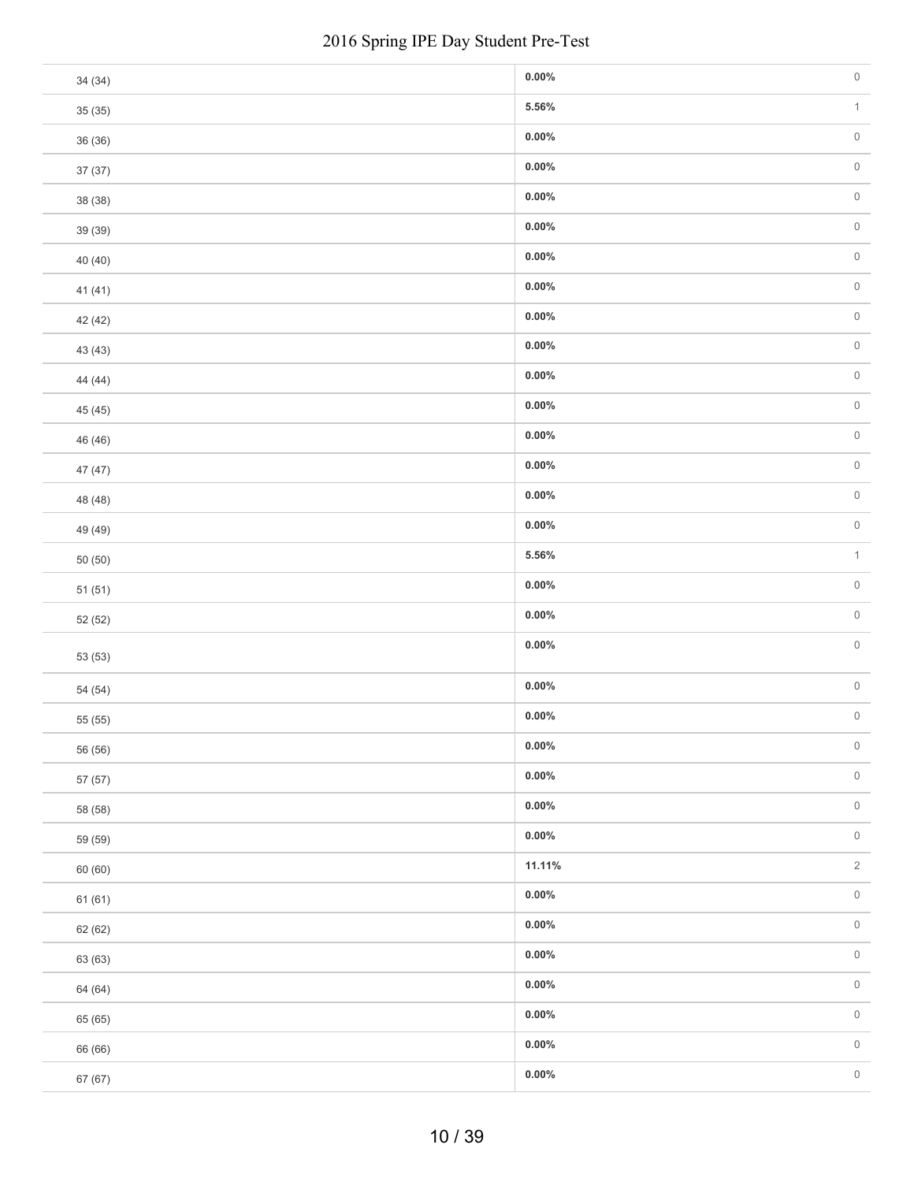| | | |
|---|---|---|
| 34 (34) | **0.00%** | 0 |
| 35 (35) | **5.56%** | 1 |
| 36 (36) | **0.00%** | 0 |
| 37 (37) | **0.00%** | 0 |
| 38 (38) | **0.00%** | 0 |
| 39 (39) | **0.00%** | 0 |
| 40 (40) | **0.00%** | 0 |
| 41 (41) | **0.00%** | 0 |
| 42 (42) | **0.00%** | 0 |
| 43 (43) | **0.00%** | 0 |
| 44 (44) | **0.00%** | 0 |
| 45 (45) | **0.00%** | 0 |
| 46 (46) | **0.00%** | 0 |
| 47 (47) | **0.00%** | 0 |
| 48 (48) | **0.00%** | 0 |
| 49 (49) | **0.00%** | 0 |
| 50 (50) | **5.56%** | 1 |
| 51 (51) | **0.00%** | 0 |
| 52 (52) | **0.00%** | 0 |
| 53 (53) | **0.00%** | 0 |
| 54 (54) | **0.00%** | 0 |
| 55 (55) | **0.00%** | 0 |
| 56 (56) | **0.00%** | 0 |
| 57 (57) | **0.00%** | 0 |
| 58 (58) | **0.00%** | 0 |
| 59 (59) | **0.00%** | 0 |
| 60 (60) | **11.11%** | 2 |
| 61 (61) | **0.00%** | 0 |
| 62 (62) | **0.00%** | 0 |
| 63 (63) | **0.00%** | 0 |
| 64 (64) | **0.00%** | 0 |
| 65 (65) | **0.00%** | 0 |
| 66 (66) | **0.00%** | 0 |
| 67 (67) | **0.00%** | 0 |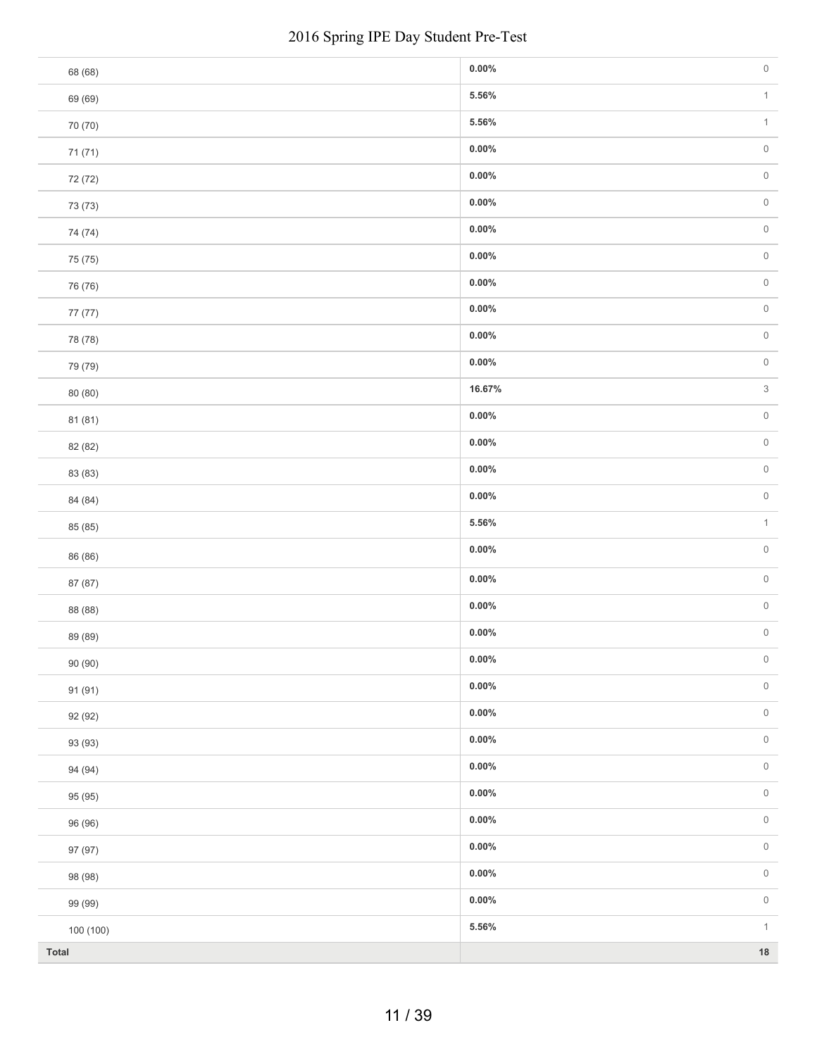| | | |
|---|---|---|
| 68 (68) | **0.00%** | 0 |
| 69 (69) | **5.56%** | 1 |
| 70 (70) | **5.56%** | 1 |
| 71 (71) | **0.00%** | 0 |
| 72 (72) | **0.00%** | 0 |
| 73 (73) | **0.00%** | 0 |
| 74 (74) | **0.00%** | 0 |
| 75 (75) | **0.00%** | 0 |
| 76 (76) | **0.00%** | 0 |
| 77 (77) | **0.00%** | 0 |
| 78 (78) | **0.00%** | 0 |
| 79 (79) | **0.00%** | 0 |
| 80 (80) | **16.67%** | 3 |
| 81 (81) | **0.00%** | 0 |
| 82 (82) | **0.00%** | 0 |
| 83 (83) | **0.00%** | 0 |
| 84 (84) | **0.00%** | 0 |
| 85 (85) | **5.56%** | 1 |
| 86 (86) | **0.00%** | 0 |
| 87 (87) | **0.00%** | 0 |
| 88 (88) | **0.00%** | 0 |
| 89 (89) | **0.00%** | 0 |
| 90 (90) | **0.00%** | 0 |
| 91 (91) | **0.00%** | 0 |
| 92 (92) | **0.00%** | 0 |
| 93 (93) | **0.00%** | 0 |
| 94 (94) | **0.00%** | 0 |
| 95 (95) | **0.00%** | 0 |
| 96 (96) | **0.00%** | 0 |
| 97 (97) | **0.00%** | 0 |
| 98 (98) | **0.00%** | 0 |
| 99 (99) | **0.00%** | 0 |
| 100 (100) | **5.56%** | 1 |
| **Total** | | **18** |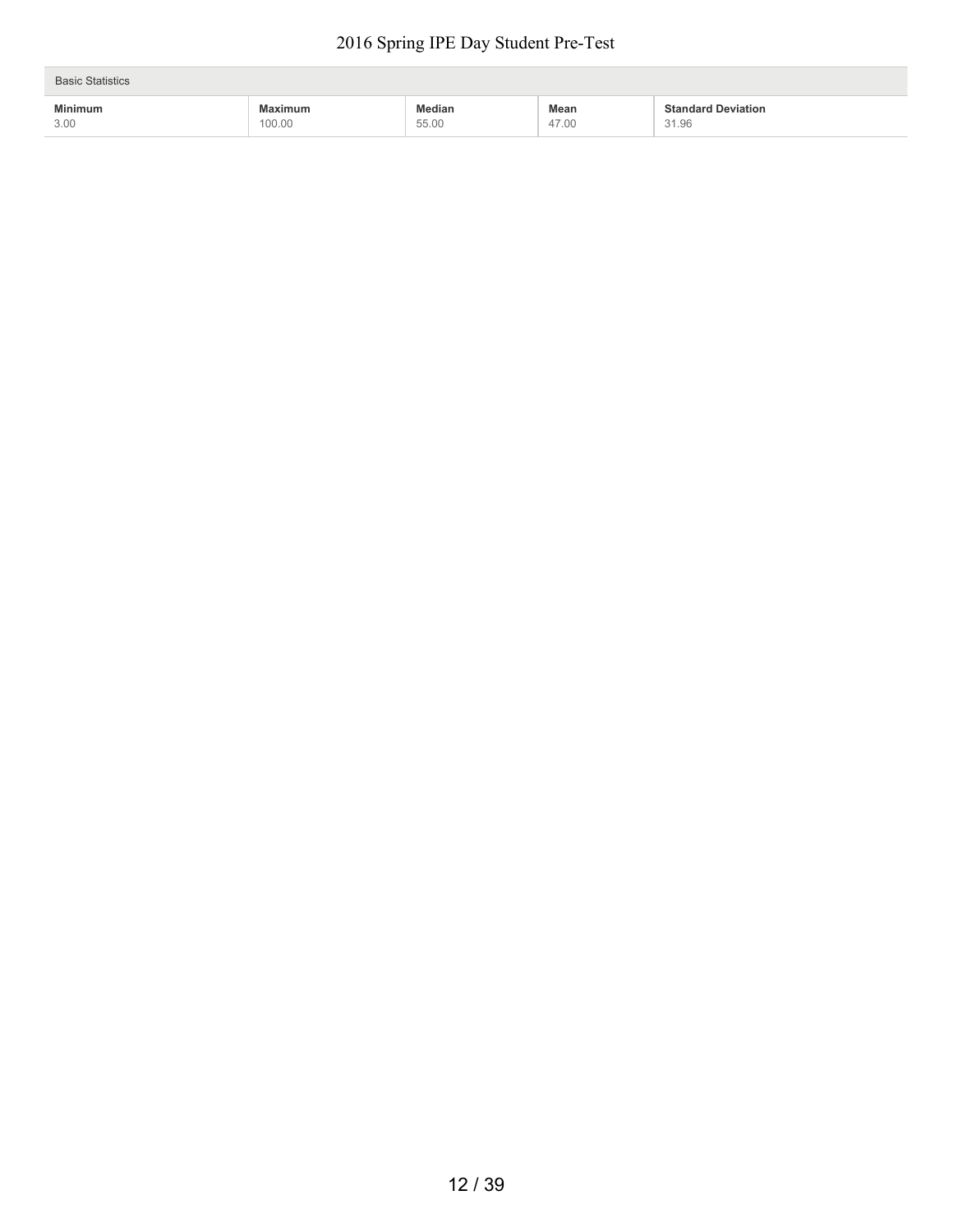| Basic Statistics | | | | |
|---|---|---|---|---|
| **Minimum** | **Maximum** | **Median** | **Mean** | **Standard Deviation** |
| 3.00 | 100.00 | 55.00 | 47.00 | 31.96 |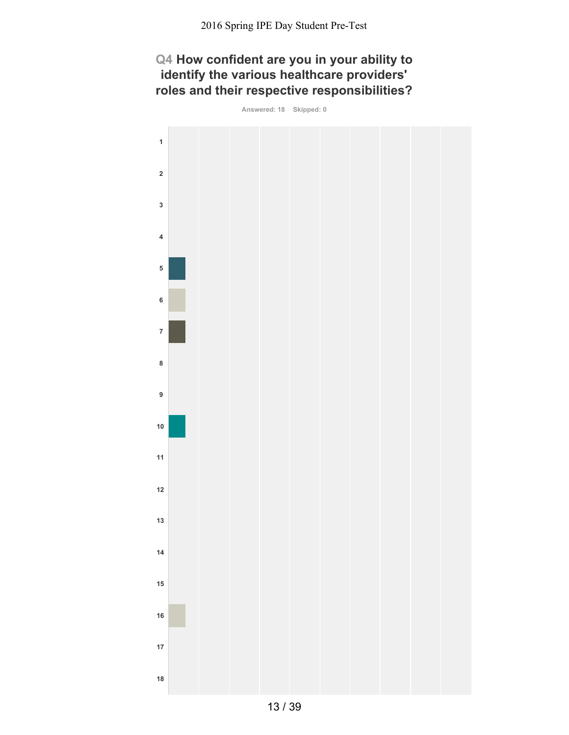## Q4 How confident are you in your ability to identify the various healthcare providers' roles and their respective responsibilities?

Answered: 18 Skipped: 0

| Response |
|---|
| 1 |
| 2 |
| 3 |
| 4 |
| 5 |
| 6 |
| 7 |
| 8 |
| 9 |
| 10 |
| 11 |
| 12 |
| 13 |
| 14 |
| 15 |
| 16 |
| 17 |
| 18 |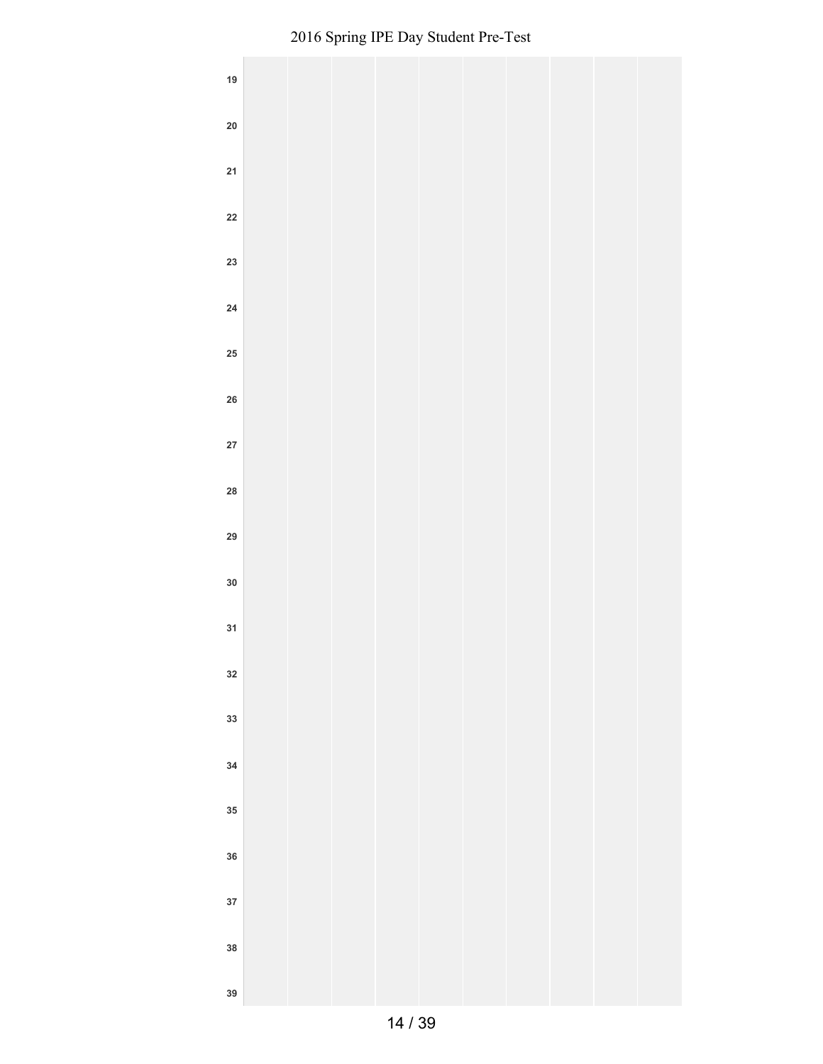19

20

21

22

23

24

25

26

27

28

29

30

31

32

33

34

35

36

37

38

39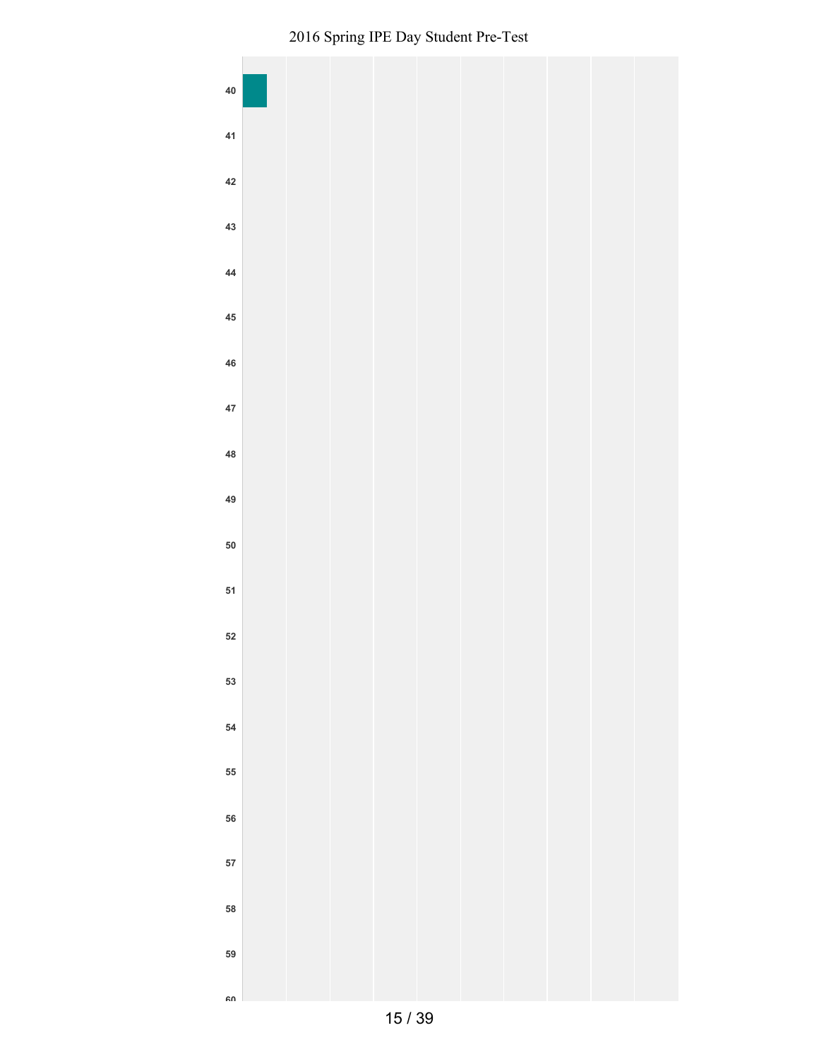40

41

42

43

44

45

46

47

48

49

50

51

52

53

54

55

56

57

58

59

60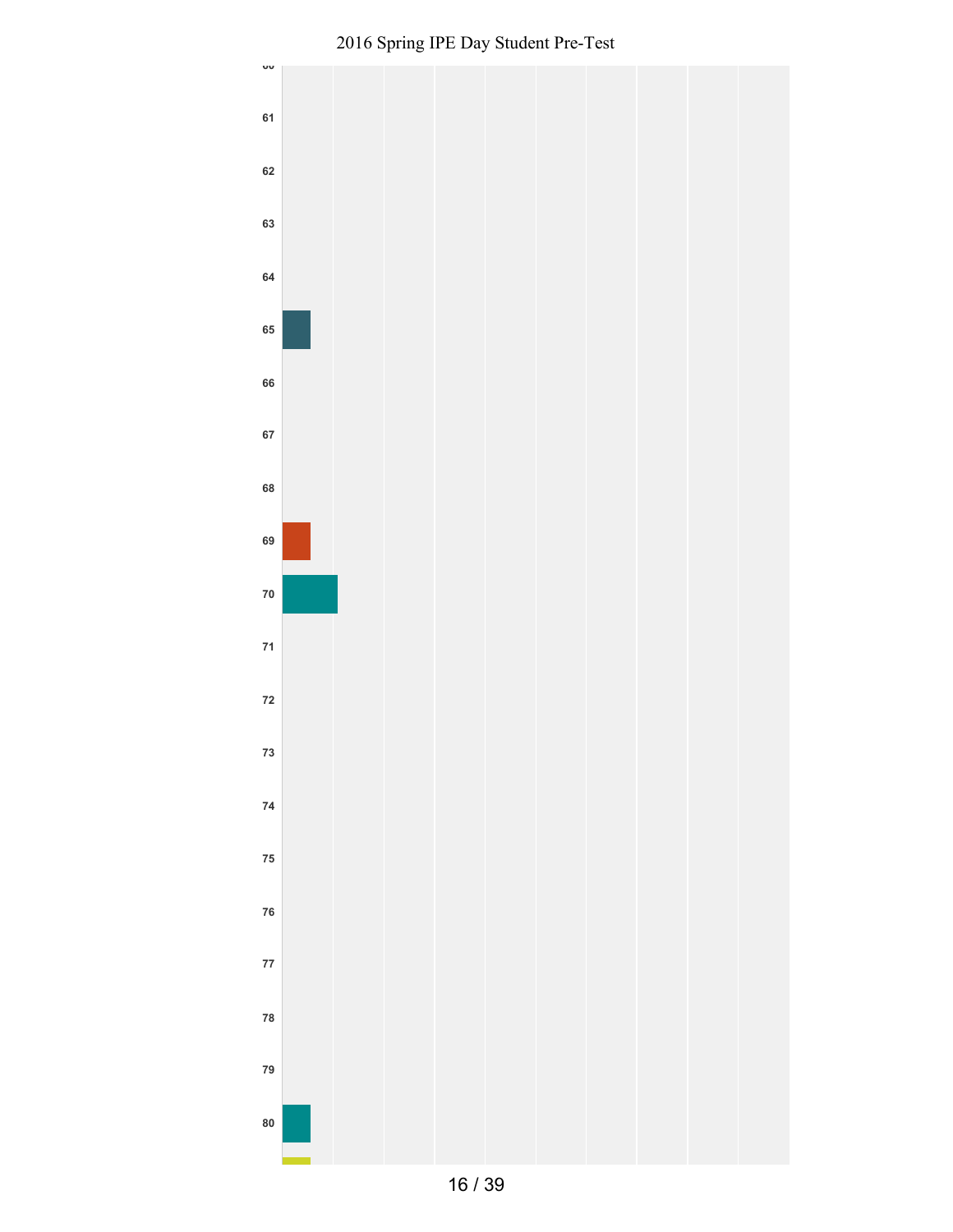60

61

62

63

64

65

66

67

68

69

70

71

72

73

74

75

76

77

78

79

80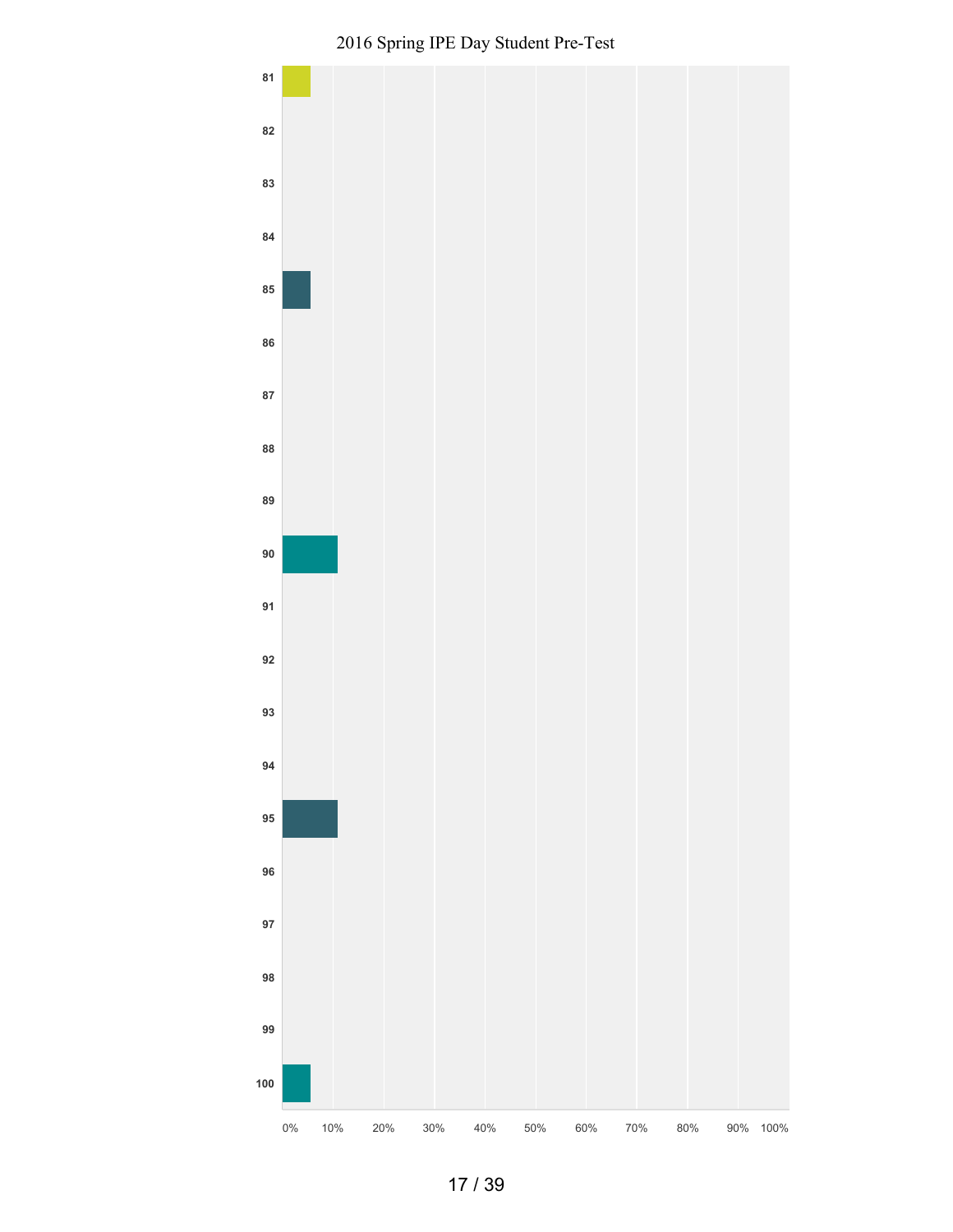| | 0% | 10% | 20% | 30% | 40% | 50% | 60% | 70% | 80% | 90% | 100% |
|---|---|---|---|---|---|---|---|---|---|---|---|
| 81 | | | | | | | | | | | |
| 82 | | | | | | | | | | | |
| 83 | | | | | | | | | | | |
| 84 | | | | | | | | | | | |
| 85 | | | | | | | | | | | |
| 86 | | | | | | | | | | | |
| 87 | | | | | | | | | | | |
| 88 | | | | | | | | | | | |
| 89 | | | | | | | | | | | |
| 90 | | | | | | | | | | | |
| 91 | | | | | | | | | | | |
| 92 | | | | | | | | | | | |
| 93 | | | | | | | | | | | |
| 94 | | | | | | | | | | | |
| 95 | | | | | | | | | | | |
| 96 | | | | | | | | | | | |
| 97 | | | | | | | | | | | |
| 98 | | | | | | | | | | | |
| 99 | | | | | | | | | | | |
| 100 | | | | | | | | | | | |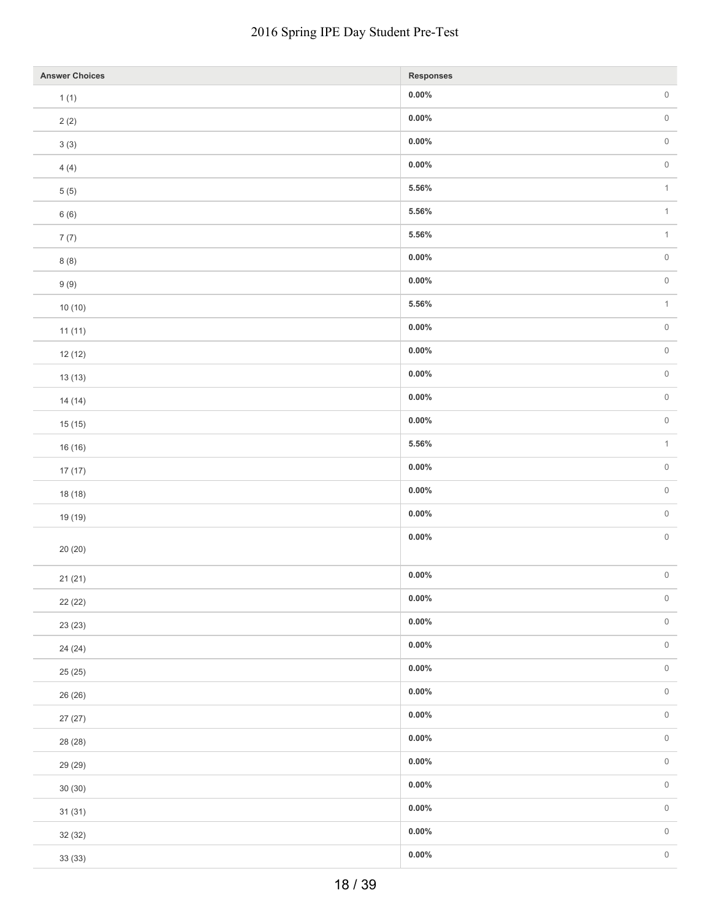| Answer Choices | Responses | |
|---|---|---|
| 1 (1) | 0.00% | 0 |
| 2 (2) | 0.00% | 0 |
| 3 (3) | 0.00% | 0 |
| 4 (4) | 0.00% | 0 |
| 5 (5) | 5.56% | 1 |
| 6 (6) | 5.56% | 1 |
| 7 (7) | 5.56% | 1 |
| 8 (8) | 0.00% | 0 |
| 9 (9) | 0.00% | 0 |
| 10 (10) | 5.56% | 1 |
| 11 (11) | 0.00% | 0 |
| 12 (12) | 0.00% | 0 |
| 13 (13) | 0.00% | 0 |
| 14 (14) | 0.00% | 0 |
| 15 (15) | 0.00% | 0 |
| 16 (16) | 5.56% | 1 |
| 17 (17) | 0.00% | 0 |
| 18 (18) | 0.00% | 0 |
| 19 (19) | 0.00% | 0 |
| 20 (20) | 0.00% | 0 |
| 21 (21) | 0.00% | 0 |
| 22 (22) | 0.00% | 0 |
| 23 (23) | 0.00% | 0 |
| 24 (24) | 0.00% | 0 |
| 25 (25) | 0.00% | 0 |
| 26 (26) | 0.00% | 0 |
| 27 (27) | 0.00% | 0 |
| 28 (28) | 0.00% | 0 |
| 29 (29) | 0.00% | 0 |
| 30 (30) | 0.00% | 0 |
| 31 (31) | 0.00% | 0 |
| 32 (32) | 0.00% | 0 |
| 33 (33) | 0.00% | 0 |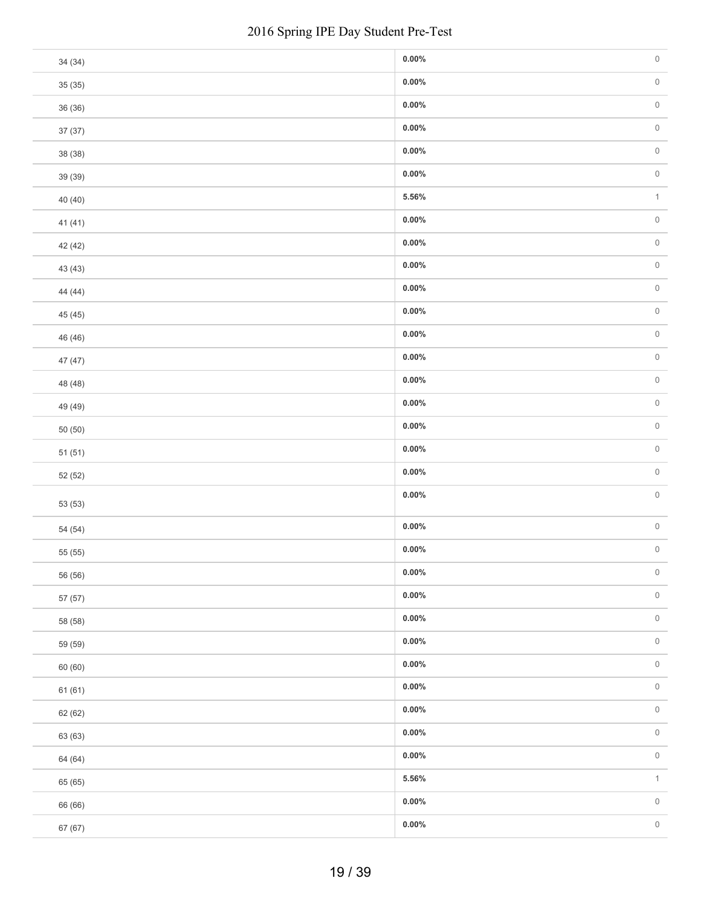| | | |
|---|---|---|
| 34 (34) | **0.00%** | 0 |
| 35 (35) | **0.00%** | 0 |
| 36 (36) | **0.00%** | 0 |
| 37 (37) | **0.00%** | 0 |
| 38 (38) | **0.00%** | 0 |
| 39 (39) | **0.00%** | 0 |
| 40 (40) | **5.56%** | 1 |
| 41 (41) | **0.00%** | 0 |
| 42 (42) | **0.00%** | 0 |
| 43 (43) | **0.00%** | 0 |
| 44 (44) | **0.00%** | 0 |
| 45 (45) | **0.00%** | 0 |
| 46 (46) | **0.00%** | 0 |
| 47 (47) | **0.00%** | 0 |
| 48 (48) | **0.00%** | 0 |
| 49 (49) | **0.00%** | 0 |
| 50 (50) | **0.00%** | 0 |
| 51 (51) | **0.00%** | 0 |
| 52 (52) | **0.00%** | 0 |
| 53 (53) | **0.00%** | 0 |
| 54 (54) | **0.00%** | 0 |
| 55 (55) | **0.00%** | 0 |
| 56 (56) | **0.00%** | 0 |
| 57 (57) | **0.00%** | 0 |
| 58 (58) | **0.00%** | 0 |
| 59 (59) | **0.00%** | 0 |
| 60 (60) | **0.00%** | 0 |
| 61 (61) | **0.00%** | 0 |
| 62 (62) | **0.00%** | 0 |
| 63 (63) | **0.00%** | 0 |
| 64 (64) | **0.00%** | 0 |
| 65 (65) | **5.56%** | 1 |
| 66 (66) | **0.00%** | 0 |
| 67 (67) | **0.00%** | 0 |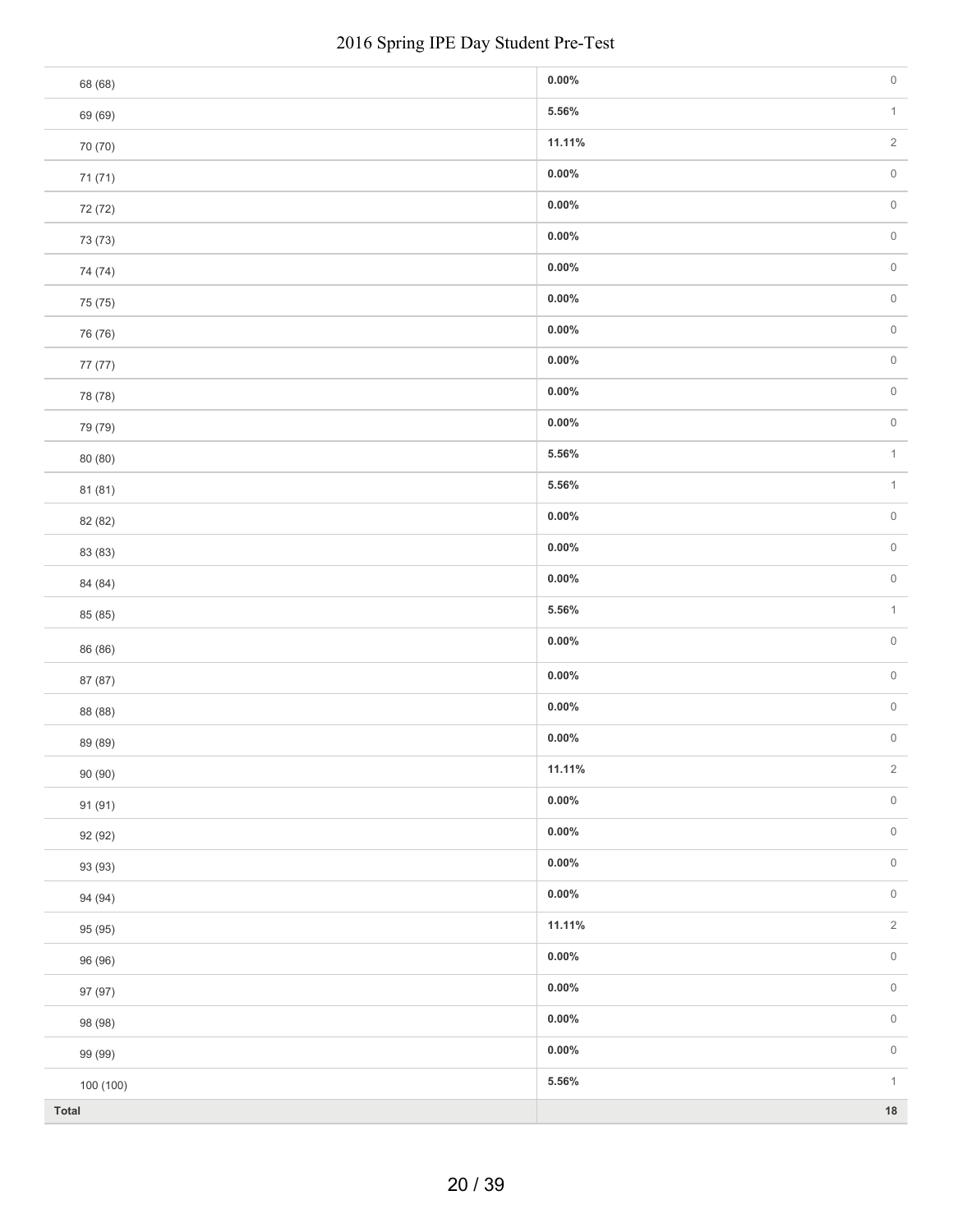| | | |
|---|---|---|
| 68 (68) | **0.00%** | 0 |
| 69 (69) | **5.56%** | 1 |
| 70 (70) | **11.11%** | 2 |
| 71 (71) | **0.00%** | 0 |
| 72 (72) | **0.00%** | 0 |
| 73 (73) | **0.00%** | 0 |
| 74 (74) | **0.00%** | 0 |
| 75 (75) | **0.00%** | 0 |
| 76 (76) | **0.00%** | 0 |
| 77 (77) | **0.00%** | 0 |
| 78 (78) | **0.00%** | 0 |
| 79 (79) | **0.00%** | 0 |
| 80 (80) | **5.56%** | 1 |
| 81 (81) | **5.56%** | 1 |
| 82 (82) | **0.00%** | 0 |
| 83 (83) | **0.00%** | 0 |
| 84 (84) | **0.00%** | 0 |
| 85 (85) | **5.56%** | 1 |
| 86 (86) | **0.00%** | 0 |
| 87 (87) | **0.00%** | 0 |
| 88 (88) | **0.00%** | 0 |
| 89 (89) | **0.00%** | 0 |
| 90 (90) | **11.11%** | 2 |
| 91 (91) | **0.00%** | 0 |
| 92 (92) | **0.00%** | 0 |
| 93 (93) | **0.00%** | 0 |
| 94 (94) | **0.00%** | 0 |
| 95 (95) | **11.11%** | 2 |
| 96 (96) | **0.00%** | 0 |
| 97 (97) | **0.00%** | 0 |
| 98 (98) | **0.00%** | 0 |
| 99 (99) | **0.00%** | 0 |
| 100 (100) | **5.56%** | 1 |
| **Total** | | **18** |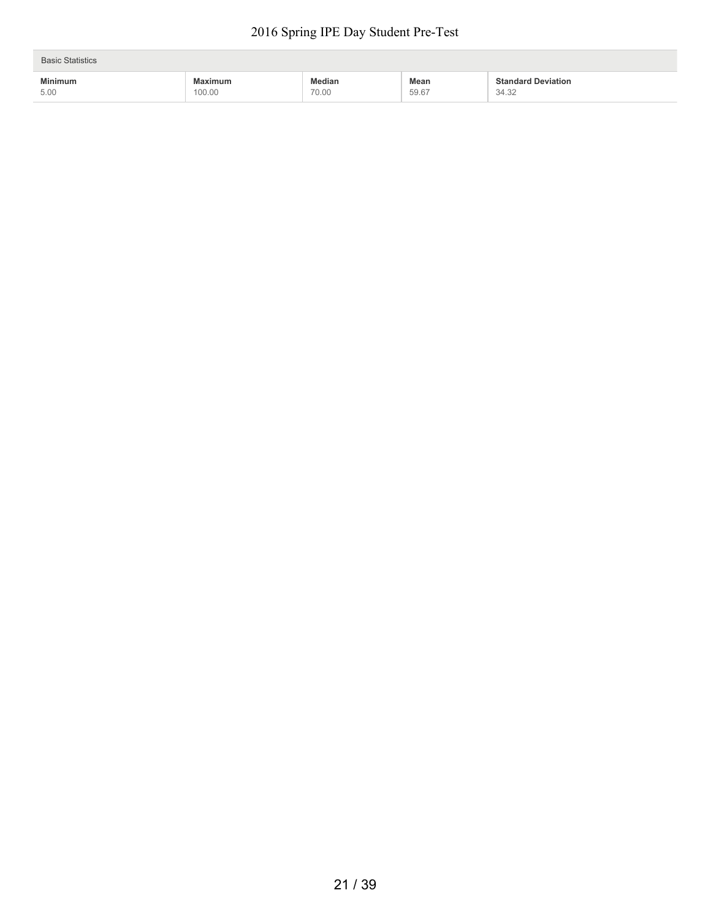| Basic Statistics | | | | |
| --- | --- | --- | --- | --- |
| **Minimum** | **Maximum** | **Median** | **Mean** | **Standard Deviation** |
| 5.00 | 100.00 | 70.00 | 59.67 | 34.32 |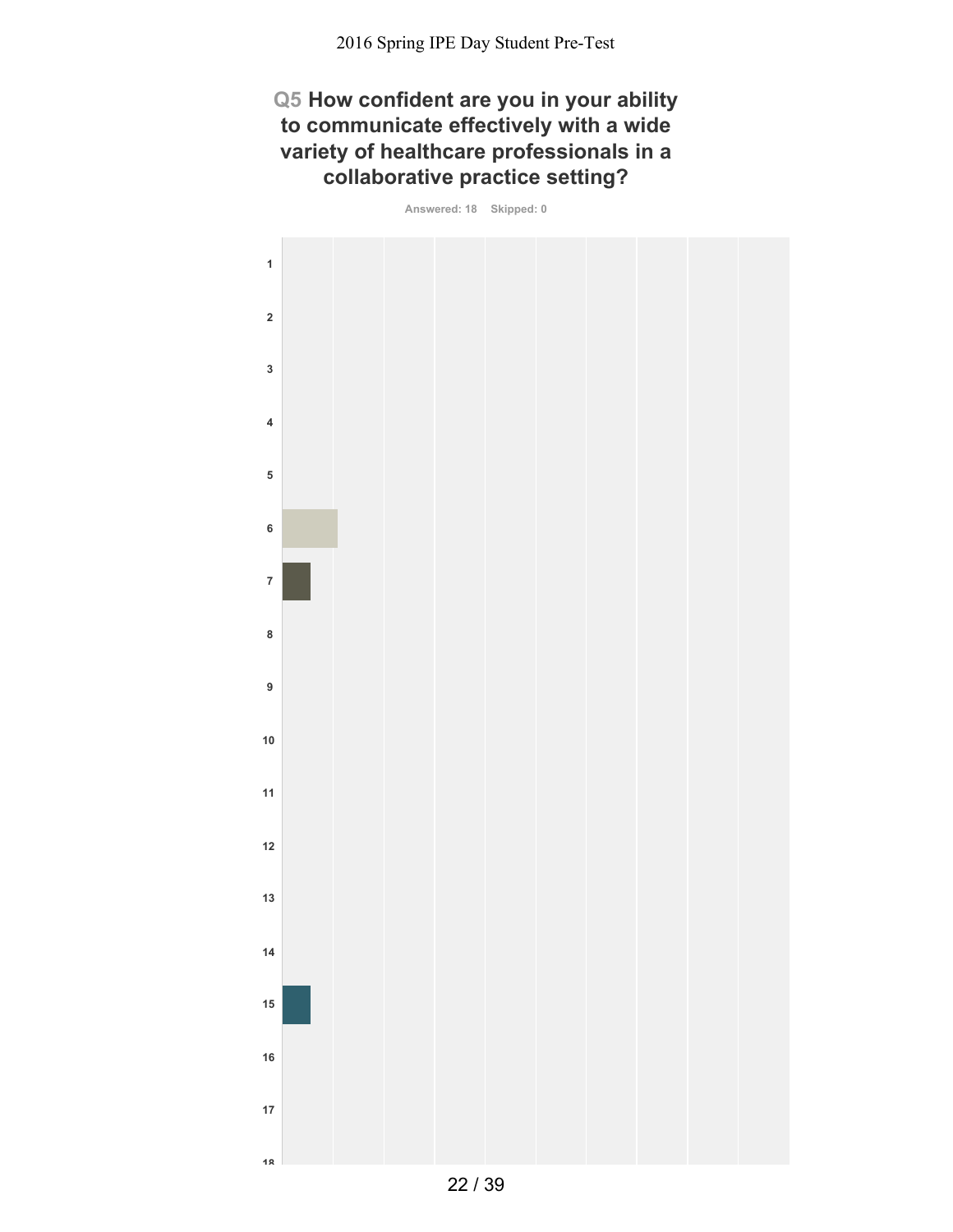## Q5 How confident are you in your ability to communicate effectively with a wide variety of healthcare professionals in a collaborative practice setting?

Answered: 18 Skipped: 0

1

2

3

4

5

6

7

8

9

10

11

12

13

14

15

16

17

18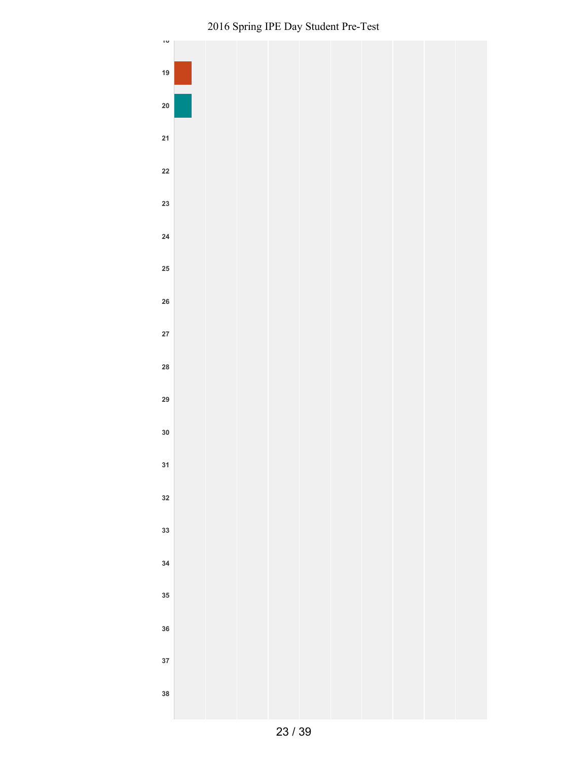18

19

20

21

22

23

24

25

26

27

28

29

30

31

32

33

34

35

36

37

38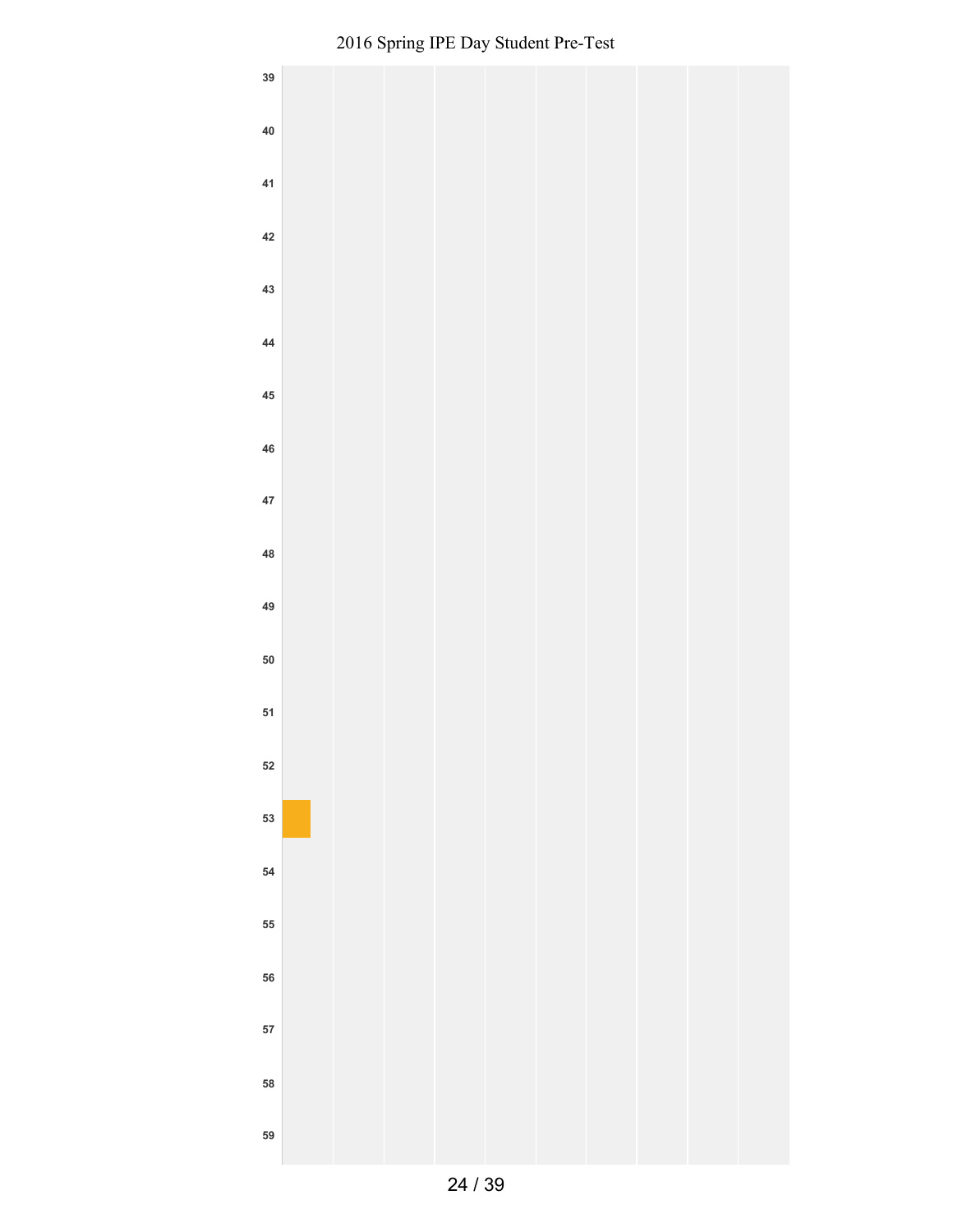39

40

41

42

43

44

45

46

47

48

49

50

51

52

53

54

55

56

57

58

59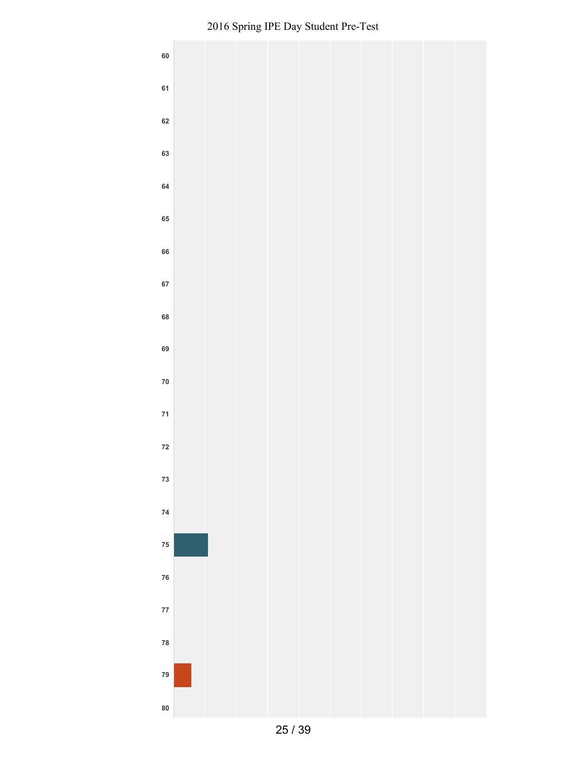60

61

62

63

64

65

66

67

68

69

70

71

72

73

74

75

76

77

78

79

80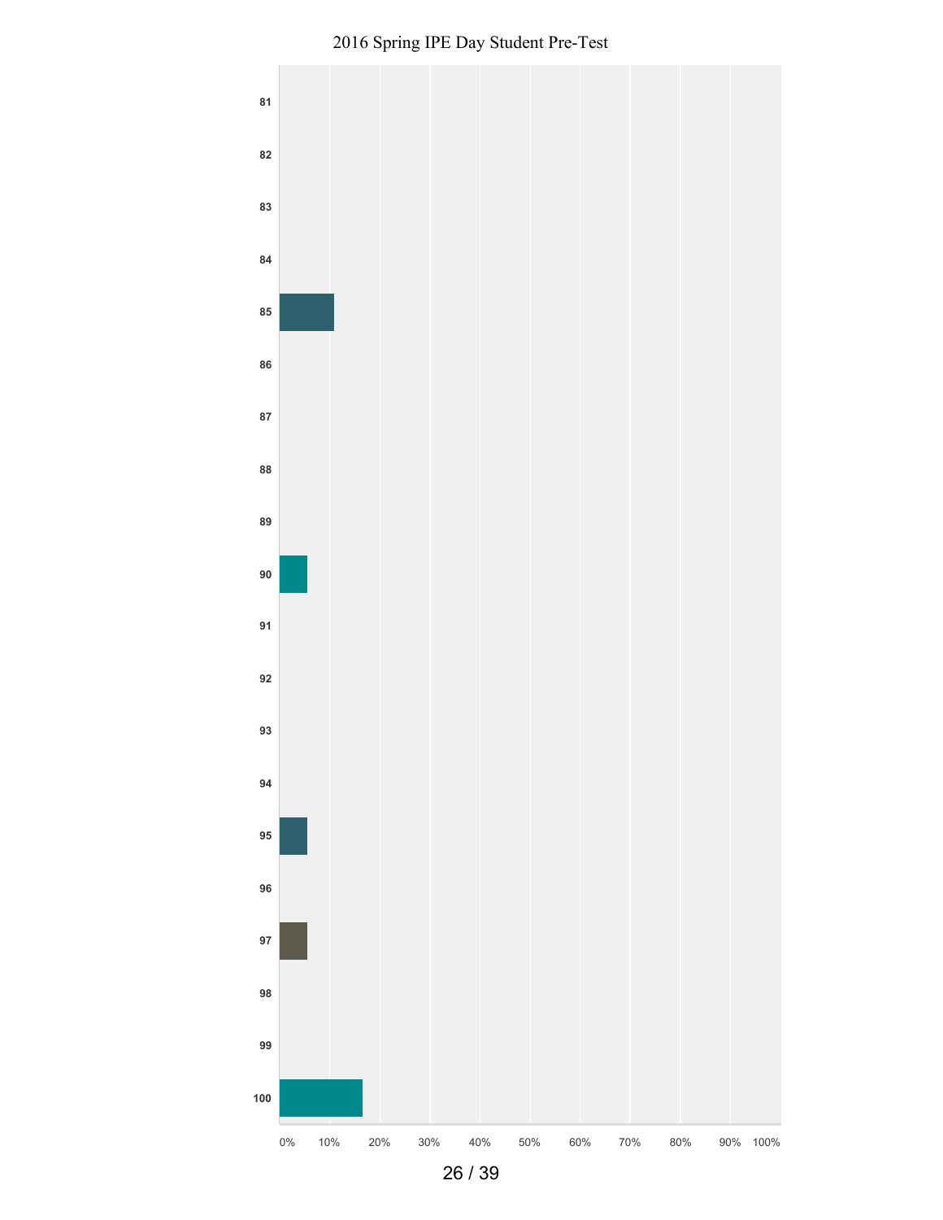2016 Spring IPE Day Student Pre-Test

| Value | Percentage |
| --- | --- |
| 81 | |
| 82 | |
| 83 | |
| 84 | |
| 85 | ~11% |
| 86 | |
| 87 | |
| 88 | |
| 89 | |
| 90 | ~5% |
| 91 | |
| 92 | |
| 93 | |
| 94 | |
| 95 | ~5% |
| 96 | |
| 97 | ~5% |
| 98 | |
| 99 | |
| 100 | ~16% |

0% 10% 20% 30% 40% 50% 60% 70% 80% 90% 100%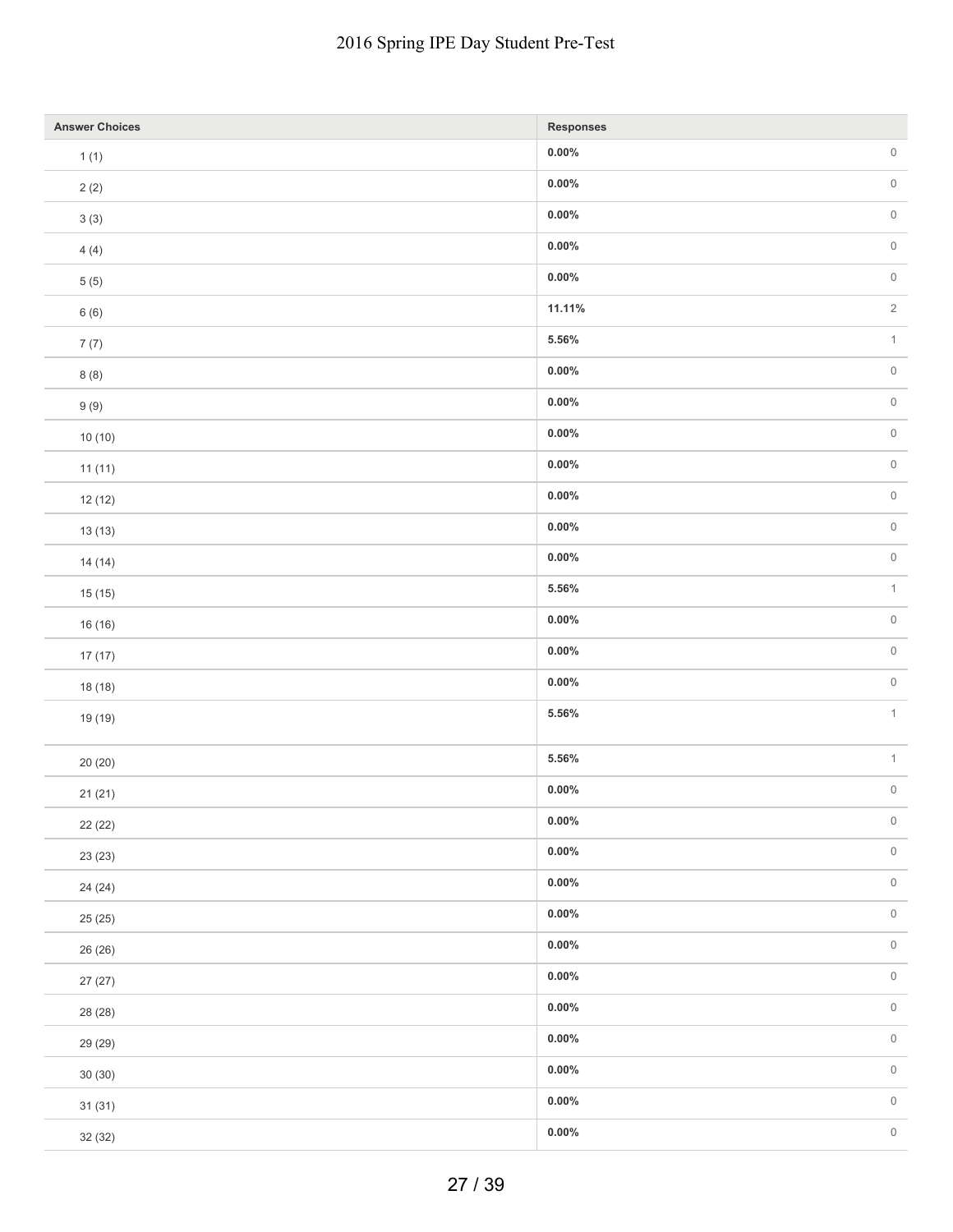| Answer Choices | Responses | |
|---|---|---|
| 1 (1) | 0.00% | 0 |
| 2 (2) | 0.00% | 0 |
| 3 (3) | 0.00% | 0 |
| 4 (4) | 0.00% | 0 |
| 5 (5) | 0.00% | 0 |
| 6 (6) | 11.11% | 2 |
| 7 (7) | 5.56% | 1 |
| 8 (8) | 0.00% | 0 |
| 9 (9) | 0.00% | 0 |
| 10 (10) | 0.00% | 0 |
| 11 (11) | 0.00% | 0 |
| 12 (12) | 0.00% | 0 |
| 13 (13) | 0.00% | 0 |
| 14 (14) | 0.00% | 0 |
| 15 (15) | 5.56% | 1 |
| 16 (16) | 0.00% | 0 |
| 17 (17) | 0.00% | 0 |
| 18 (18) | 0.00% | 0 |
| 19 (19) | 5.56% | 1 |
| 20 (20) | 5.56% | 1 |
| 21 (21) | 0.00% | 0 |
| 22 (22) | 0.00% | 0 |
| 23 (23) | 0.00% | 0 |
| 24 (24) | 0.00% | 0 |
| 25 (25) | 0.00% | 0 |
| 26 (26) | 0.00% | 0 |
| 27 (27) | 0.00% | 0 |
| 28 (28) | 0.00% | 0 |
| 29 (29) | 0.00% | 0 |
| 30 (30) | 0.00% | 0 |
| 31 (31) | 0.00% | 0 |
| 32 (32) | 0.00% | 0 |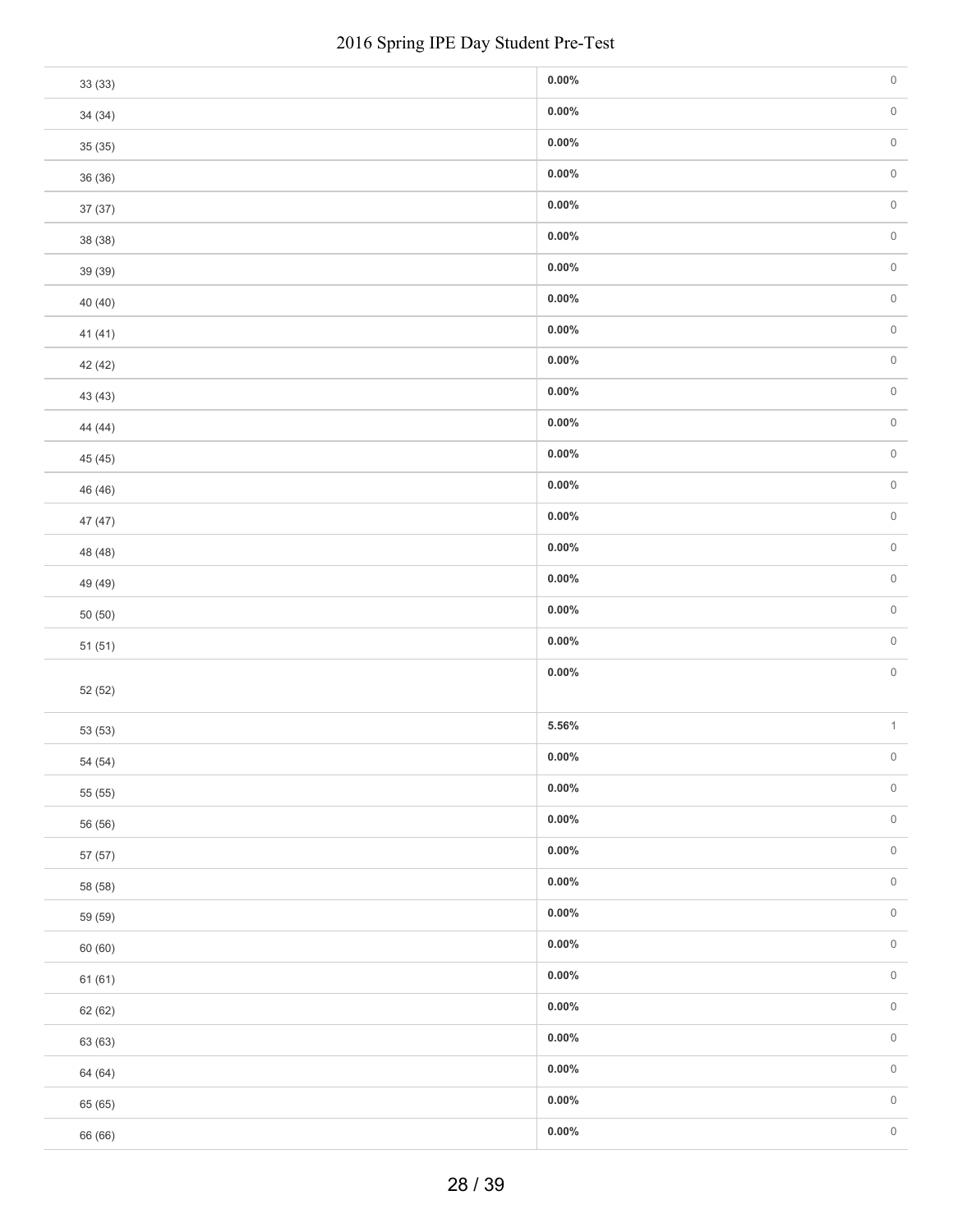| | | |
|---|---|---|
| 33 (33) | **0.00%** | 0 |
| 34 (34) | **0.00%** | 0 |
| 35 (35) | **0.00%** | 0 |
| 36 (36) | **0.00%** | 0 |
| 37 (37) | **0.00%** | 0 |
| 38 (38) | **0.00%** | 0 |
| 39 (39) | **0.00%** | 0 |
| 40 (40) | **0.00%** | 0 |
| 41 (41) | **0.00%** | 0 |
| 42 (42) | **0.00%** | 0 |
| 43 (43) | **0.00%** | 0 |
| 44 (44) | **0.00%** | 0 |
| 45 (45) | **0.00%** | 0 |
| 46 (46) | **0.00%** | 0 |
| 47 (47) | **0.00%** | 0 |
| 48 (48) | **0.00%** | 0 |
| 49 (49) | **0.00%** | 0 |
| 50 (50) | **0.00%** | 0 |
| 51 (51) | **0.00%** | 0 |
| 52 (52) | **0.00%** | 0 |
| 53 (53) | **5.56%** | 1 |
| 54 (54) | **0.00%** | 0 |
| 55 (55) | **0.00%** | 0 |
| 56 (56) | **0.00%** | 0 |
| 57 (57) | **0.00%** | 0 |
| 58 (58) | **0.00%** | 0 |
| 59 (59) | **0.00%** | 0 |
| 60 (60) | **0.00%** | 0 |
| 61 (61) | **0.00%** | 0 |
| 62 (62) | **0.00%** | 0 |
| 63 (63) | **0.00%** | 0 |
| 64 (64) | **0.00%** | 0 |
| 65 (65) | **0.00%** | 0 |
| 66 (66) | **0.00%** | 0 |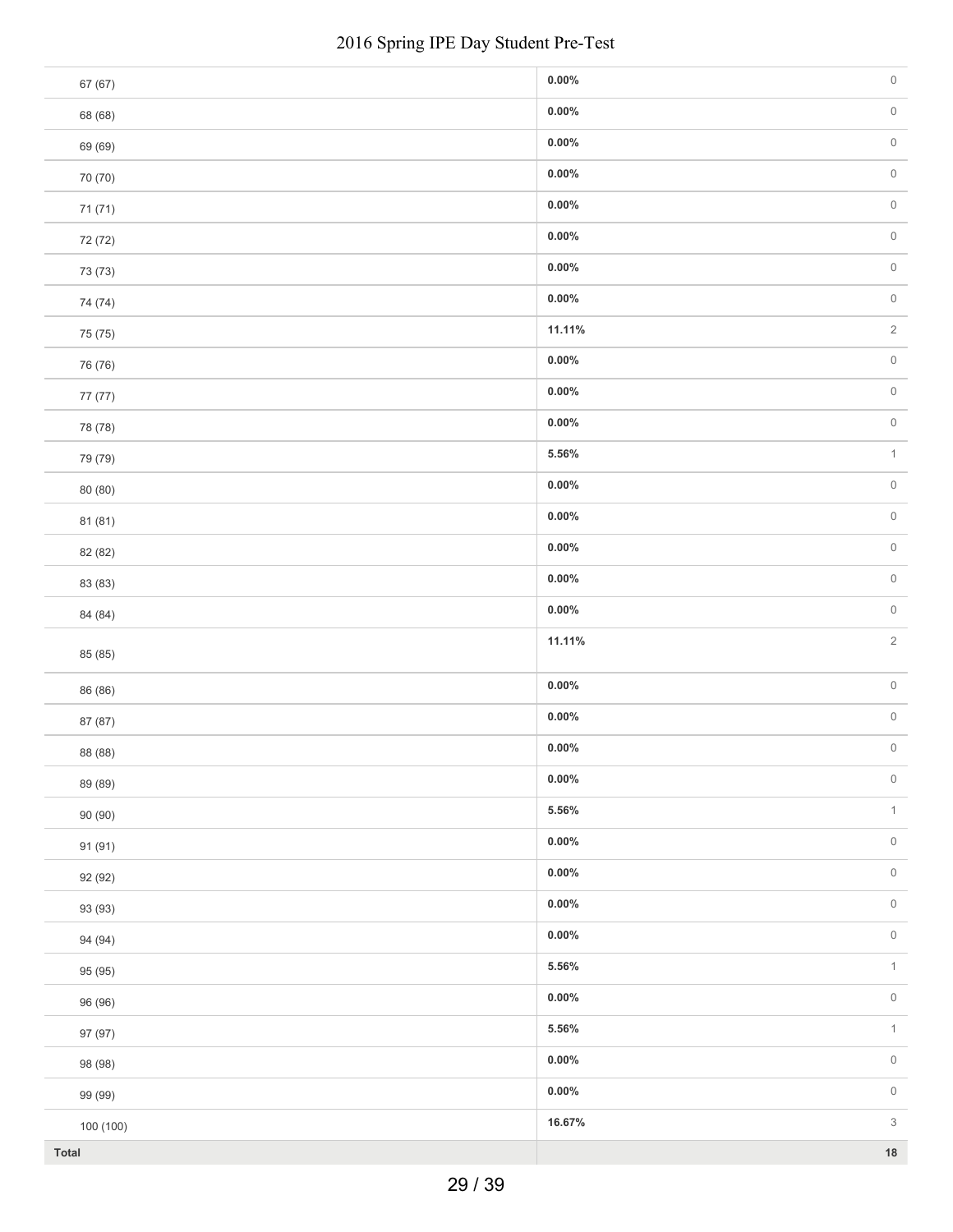| | | |
|---|---|---|
| 67 (67) | **0.00%** | 0 |
| 68 (68) | **0.00%** | 0 |
| 69 (69) | **0.00%** | 0 |
| 70 (70) | **0.00%** | 0 |
| 71 (71) | **0.00%** | 0 |
| 72 (72) | **0.00%** | 0 |
| 73 (73) | **0.00%** | 0 |
| 74 (74) | **0.00%** | 0 |
| 75 (75) | **11.11%** | 2 |
| 76 (76) | **0.00%** | 0 |
| 77 (77) | **0.00%** | 0 |
| 78 (78) | **0.00%** | 0 |
| 79 (79) | **5.56%** | 1 |
| 80 (80) | **0.00%** | 0 |
| 81 (81) | **0.00%** | 0 |
| 82 (82) | **0.00%** | 0 |
| 83 (83) | **0.00%** | 0 |
| 84 (84) | **0.00%** | 0 |
| 85 (85) | **11.11%** | 2 |
| 86 (86) | **0.00%** | 0 |
| 87 (87) | **0.00%** | 0 |
| 88 (88) | **0.00%** | 0 |
| 89 (89) | **0.00%** | 0 |
| 90 (90) | **5.56%** | 1 |
| 91 (91) | **0.00%** | 0 |
| 92 (92) | **0.00%** | 0 |
| 93 (93) | **0.00%** | 0 |
| 94 (94) | **0.00%** | 0 |
| 95 (95) | **5.56%** | 1 |
| 96 (96) | **0.00%** | 0 |
| 97 (97) | **5.56%** | 1 |
| 98 (98) | **0.00%** | 0 |
| 99 (99) | **0.00%** | 0 |
| 100 (100) | **16.67%** | 3 |
| **Total** | | **18** |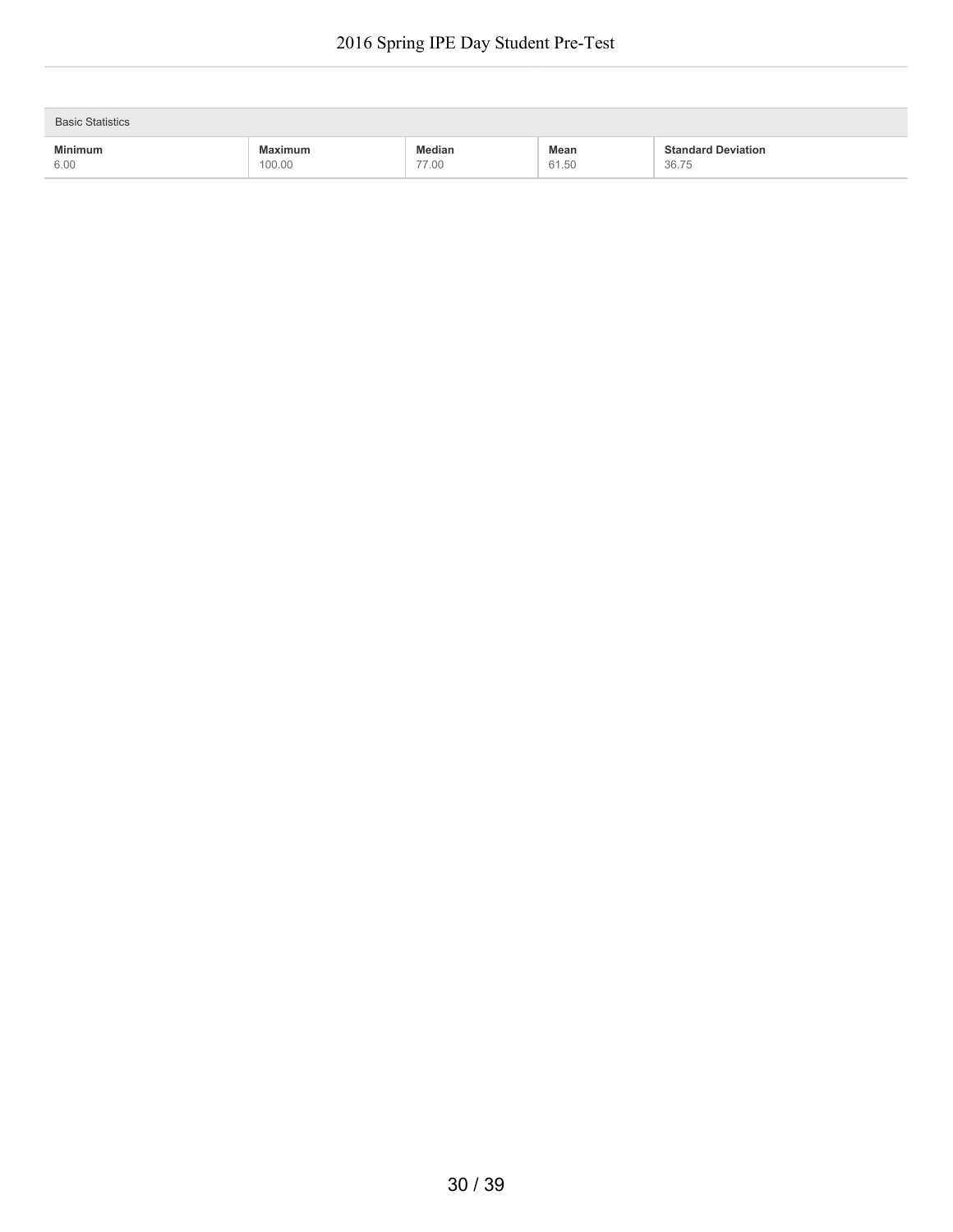| Basic Statistics | | | | |
|---|---|---|---|---|
| **Minimum** | **Maximum** | **Median** | **Mean** | **Standard Deviation** |
| 6.00 | 100.00 | 77.00 | 61.50 | 36.75 |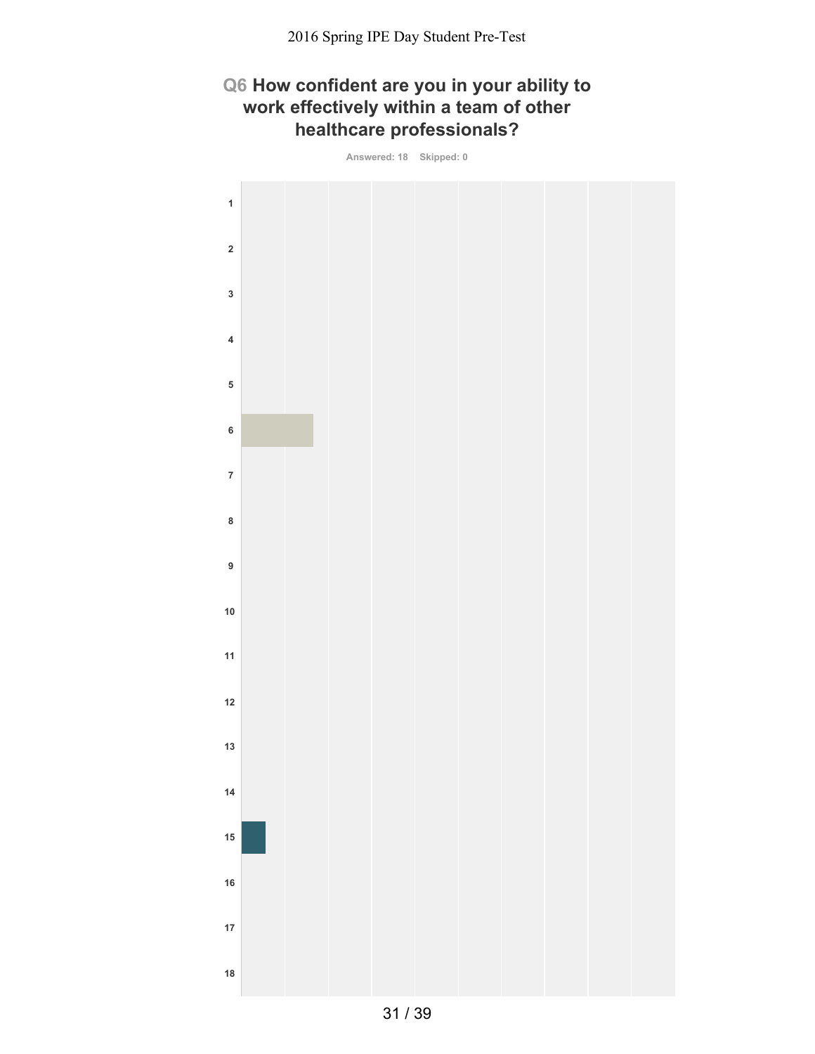# Q6 How confident are you in your ability to work effectively within a team of other healthcare professionals?

Answered: 18 Skipped: 0

1

2

3

4

5

6

7

8

9

10

11

12

13

14

15

16

17

18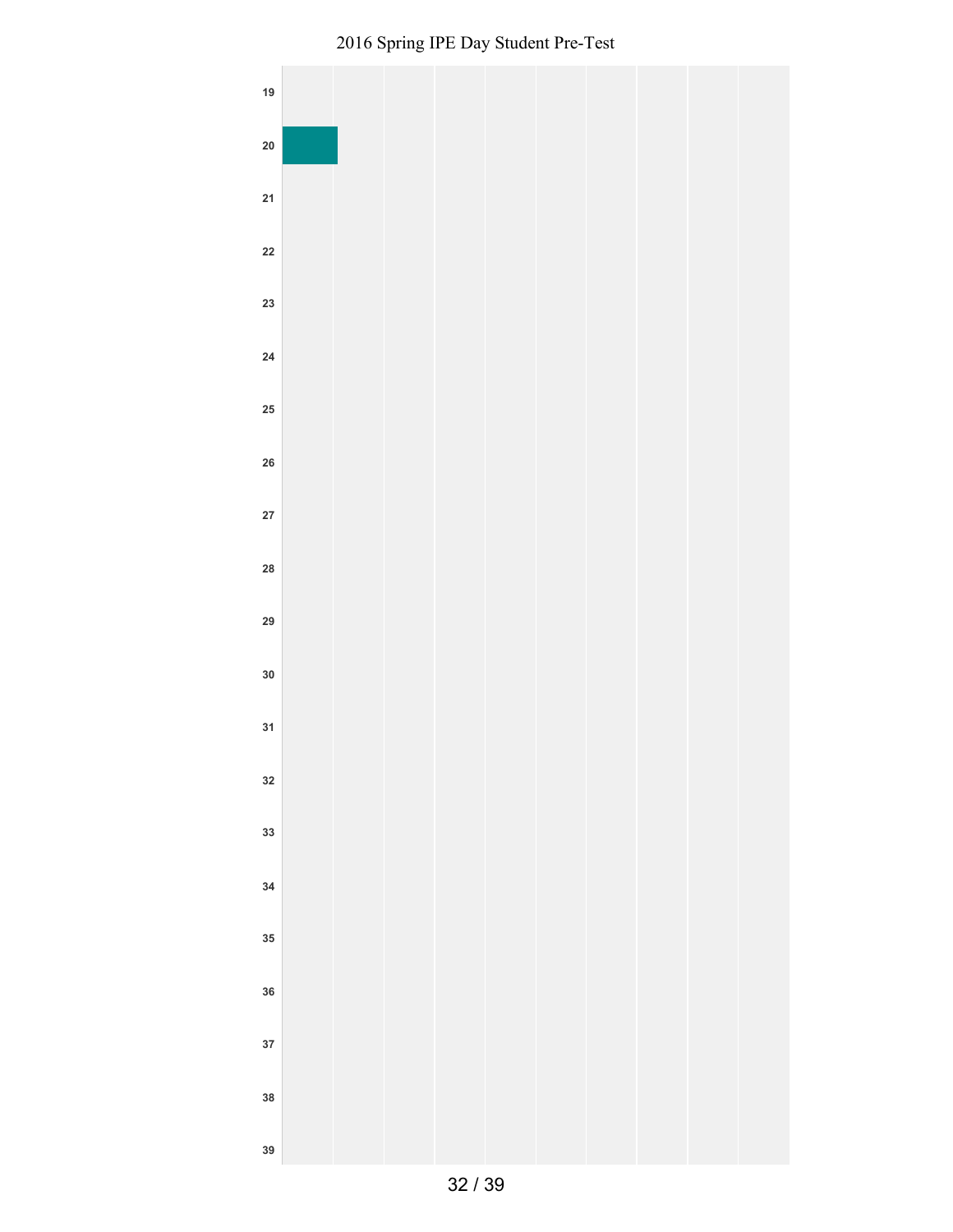19

20

21

22

23

24

25

26

27

28

29

30

31

32

33

34

35

36

37

38

39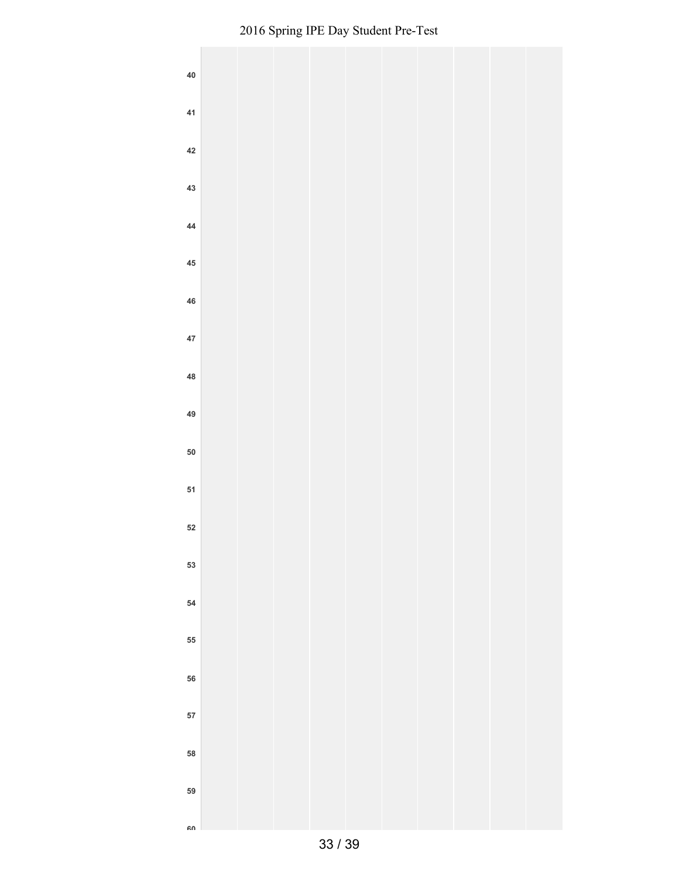40

41

42

43

44

45

46

47

48

49

50

51

52

53

54

55

56

57

58

59

60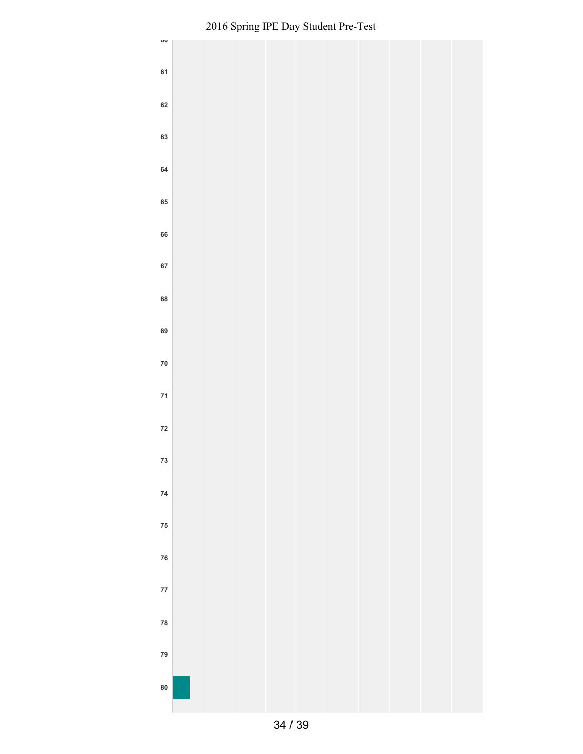60

61

62

63

64

65

66

67

68

69

70

71

72

73

74

75

76

77

78

79

80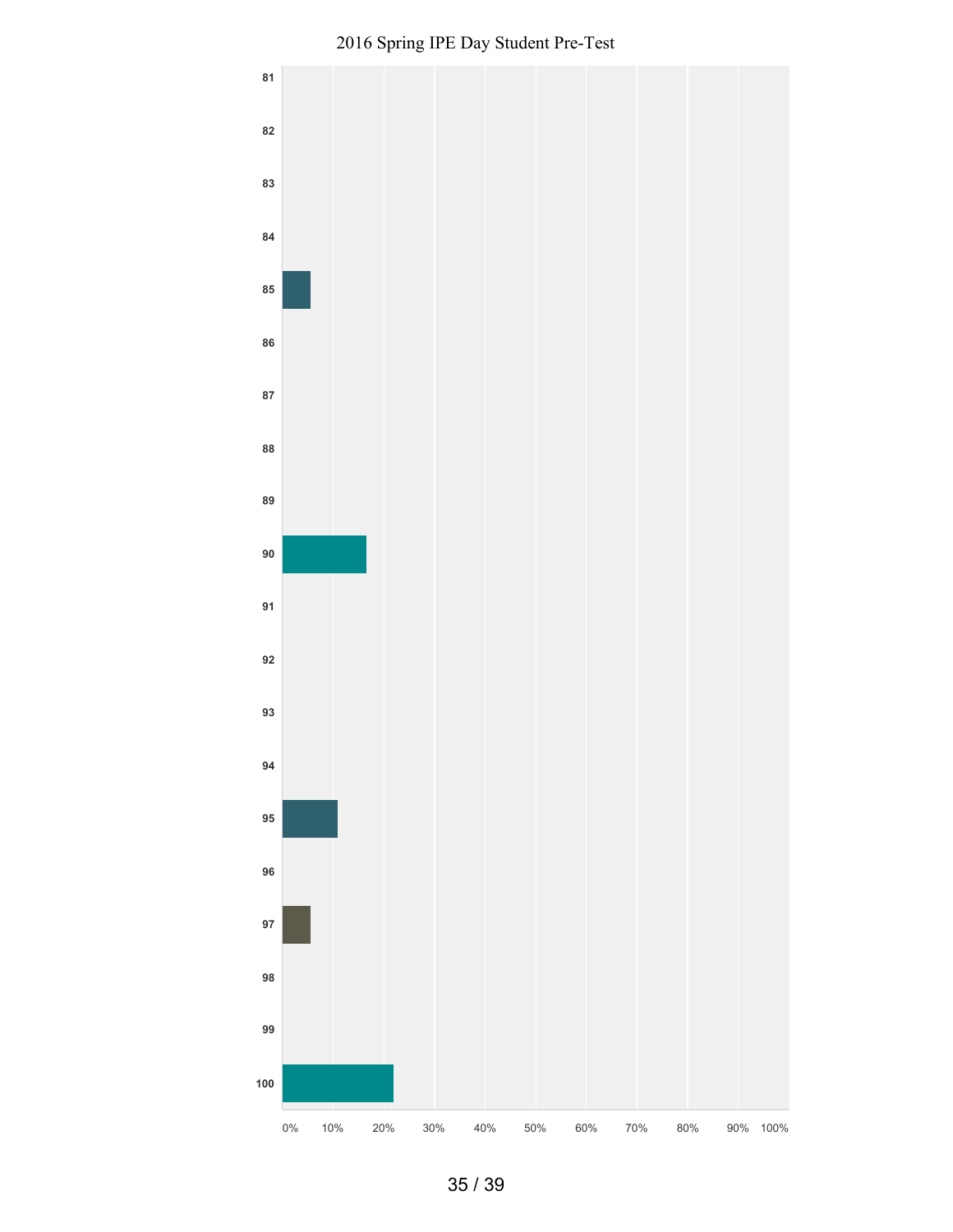2016 Spring IPE Day Student Pre-Test

| Value | Percentage |
| --- | --- |
| 81 | |
| 82 | |
| 83 | |
| 84 | |
| 85 | ~5% |
| 86 | |
| 87 | |
| 88 | |
| 89 | |
| 90 | ~17% |
| 91 | |
| 92 | |
| 93 | |
| 94 | |
| 95 | ~11% |
| 96 | |
| 97 | ~5% |
| 98 | |
| 99 | |
| 100 | ~22% |

0% 10% 20% 30% 40% 50% 60% 70% 80% 90% 100%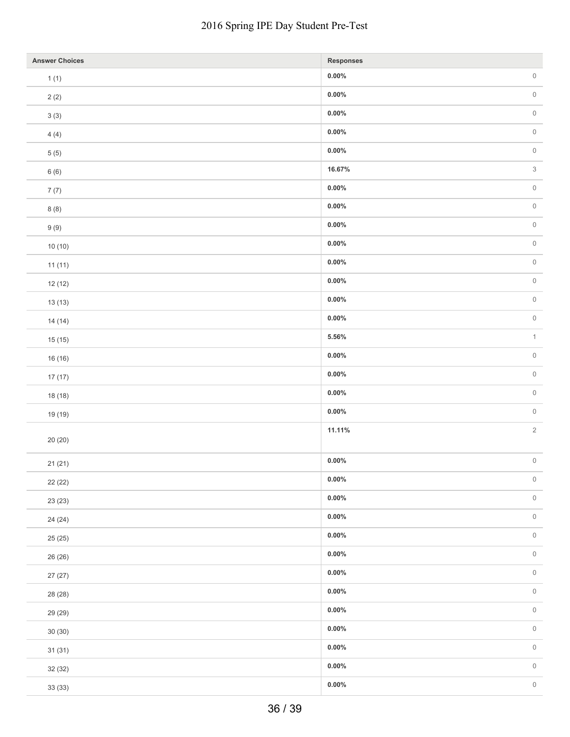| Answer Choices | Responses | |
|---|---|---|
| 1 (1) | **0.00%** | 0 |
| 2 (2) | **0.00%** | 0 |
| 3 (3) | **0.00%** | 0 |
| 4 (4) | **0.00%** | 0 |
| 5 (5) | **0.00%** | 0 |
| 6 (6) | **16.67%** | 3 |
| 7 (7) | **0.00%** | 0 |
| 8 (8) | **0.00%** | 0 |
| 9 (9) | **0.00%** | 0 |
| 10 (10) | **0.00%** | 0 |
| 11 (11) | **0.00%** | 0 |
| 12 (12) | **0.00%** | 0 |
| 13 (13) | **0.00%** | 0 |
| 14 (14) | **0.00%** | 0 |
| 15 (15) | **5.56%** | 1 |
| 16 (16) | **0.00%** | 0 |
| 17 (17) | **0.00%** | 0 |
| 18 (18) | **0.00%** | 0 |
| 19 (19) | **0.00%** | 0 |
| 20 (20) | **11.11%** | 2 |
| 21 (21) | **0.00%** | 0 |
| 22 (22) | **0.00%** | 0 |
| 23 (23) | **0.00%** | 0 |
| 24 (24) | **0.00%** | 0 |
| 25 (25) | **0.00%** | 0 |
| 26 (26) | **0.00%** | 0 |
| 27 (27) | **0.00%** | 0 |
| 28 (28) | **0.00%** | 0 |
| 29 (29) | **0.00%** | 0 |
| 30 (30) | **0.00%** | 0 |
| 31 (31) | **0.00%** | 0 |
| 32 (32) | **0.00%** | 0 |
| 33 (33) | **0.00%** | 0 |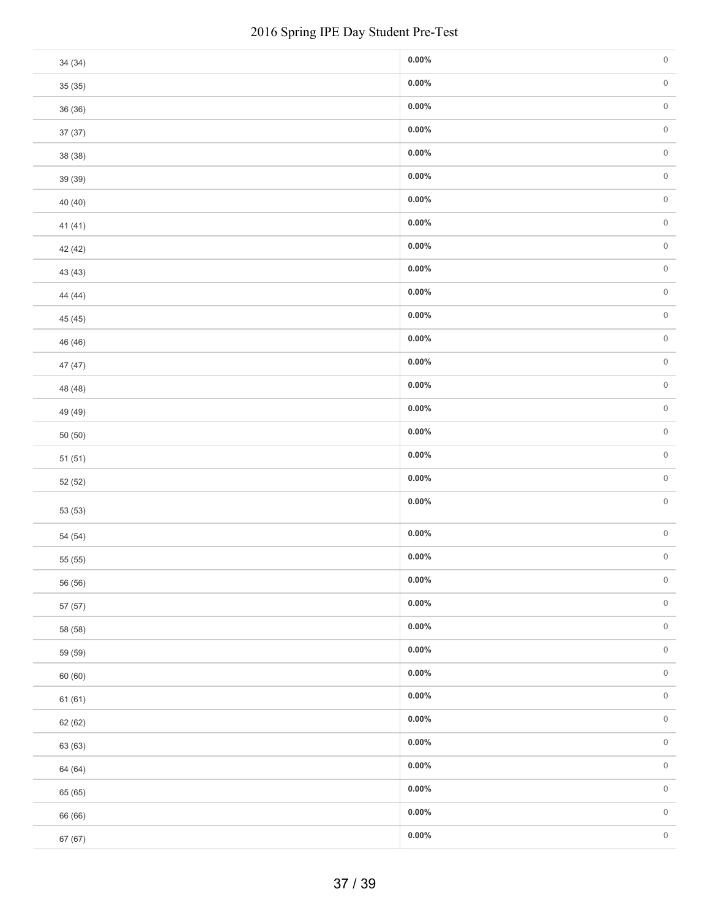| | | |
|---|---|---|
| 34 (34) | **0.00%** | 0 |
| 35 (35) | **0.00%** | 0 |
| 36 (36) | **0.00%** | 0 |
| 37 (37) | **0.00%** | 0 |
| 38 (38) | **0.00%** | 0 |
| 39 (39) | **0.00%** | 0 |
| 40 (40) | **0.00%** | 0 |
| 41 (41) | **0.00%** | 0 |
| 42 (42) | **0.00%** | 0 |
| 43 (43) | **0.00%** | 0 |
| 44 (44) | **0.00%** | 0 |
| 45 (45) | **0.00%** | 0 |
| 46 (46) | **0.00%** | 0 |
| 47 (47) | **0.00%** | 0 |
| 48 (48) | **0.00%** | 0 |
| 49 (49) | **0.00%** | 0 |
| 50 (50) | **0.00%** | 0 |
| 51 (51) | **0.00%** | 0 |
| 52 (52) | **0.00%** | 0 |
| 53 (53) | **0.00%** | 0 |
| 54 (54) | **0.00%** | 0 |
| 55 (55) | **0.00%** | 0 |
| 56 (56) | **0.00%** | 0 |
| 57 (57) | **0.00%** | 0 |
| 58 (58) | **0.00%** | 0 |
| 59 (59) | **0.00%** | 0 |
| 60 (60) | **0.00%** | 0 |
| 61 (61) | **0.00%** | 0 |
| 62 (62) | **0.00%** | 0 |
| 63 (63) | **0.00%** | 0 |
| 64 (64) | **0.00%** | 0 |
| 65 (65) | **0.00%** | 0 |
| 66 (66) | **0.00%** | 0 |
| 67 (67) | **0.00%** | 0 |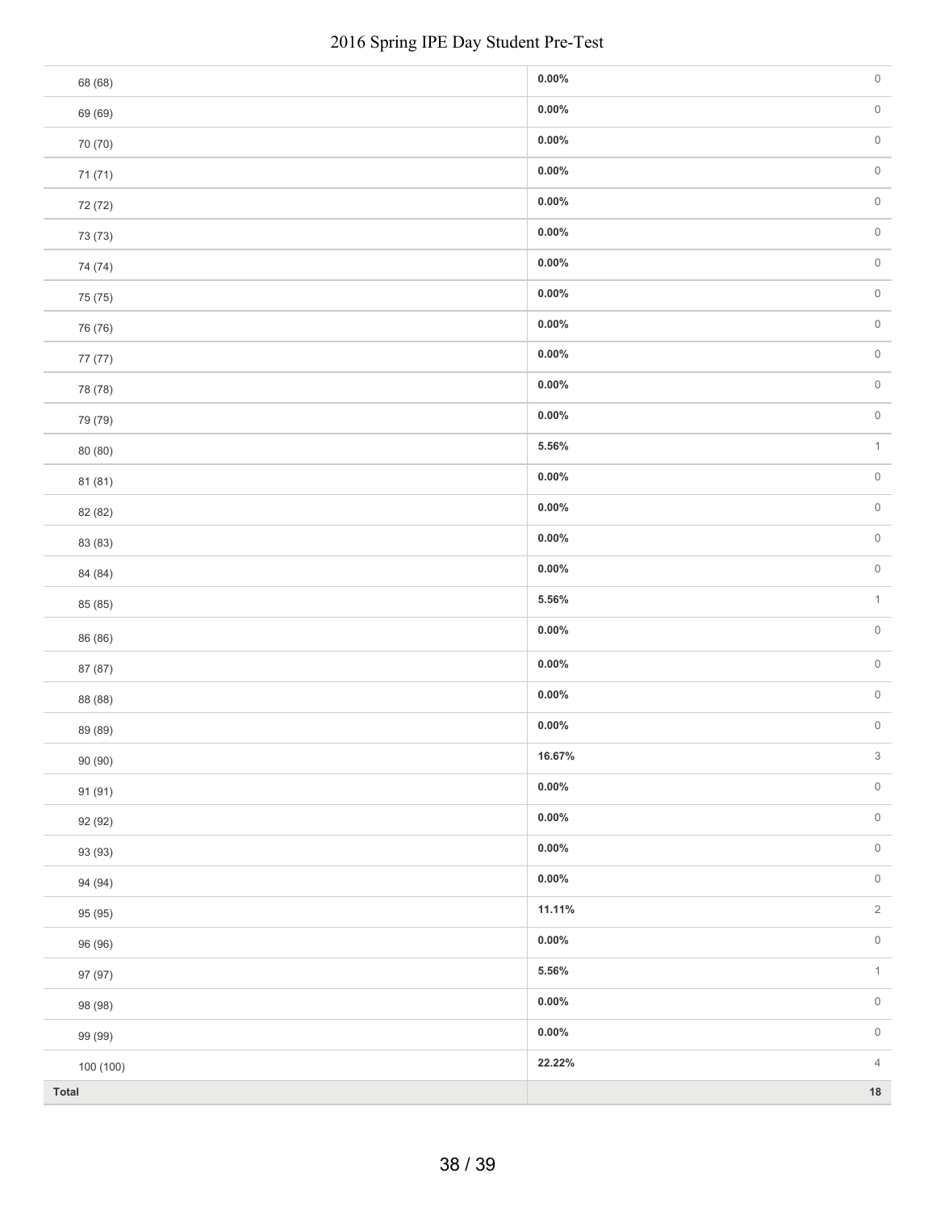| | | |
|---|---|---|
| 68 (68) | **0.00%** | 0 |
| 69 (69) | **0.00%** | 0 |
| 70 (70) | **0.00%** | 0 |
| 71 (71) | **0.00%** | 0 |
| 72 (72) | **0.00%** | 0 |
| 73 (73) | **0.00%** | 0 |
| 74 (74) | **0.00%** | 0 |
| 75 (75) | **0.00%** | 0 |
| 76 (76) | **0.00%** | 0 |
| 77 (77) | **0.00%** | 0 |
| 78 (78) | **0.00%** | 0 |
| 79 (79) | **0.00%** | 0 |
| 80 (80) | **5.56%** | 1 |
| 81 (81) | **0.00%** | 0 |
| 82 (82) | **0.00%** | 0 |
| 83 (83) | **0.00%** | 0 |
| 84 (84) | **0.00%** | 0 |
| 85 (85) | **5.56%** | 1 |
| 86 (86) | **0.00%** | 0 |
| 87 (87) | **0.00%** | 0 |
| 88 (88) | **0.00%** | 0 |
| 89 (89) | **0.00%** | 0 |
| 90 (90) | **16.67%** | 3 |
| 91 (91) | **0.00%** | 0 |
| 92 (92) | **0.00%** | 0 |
| 93 (93) | **0.00%** | 0 |
| 94 (94) | **0.00%** | 0 |
| 95 (95) | **11.11%** | 2 |
| 96 (96) | **0.00%** | 0 |
| 97 (97) | **5.56%** | 1 |
| 98 (98) | **0.00%** | 0 |
| 99 (99) | **0.00%** | 0 |
| 100 (100) | **22.22%** | 4 |
| **Total** | | **18** |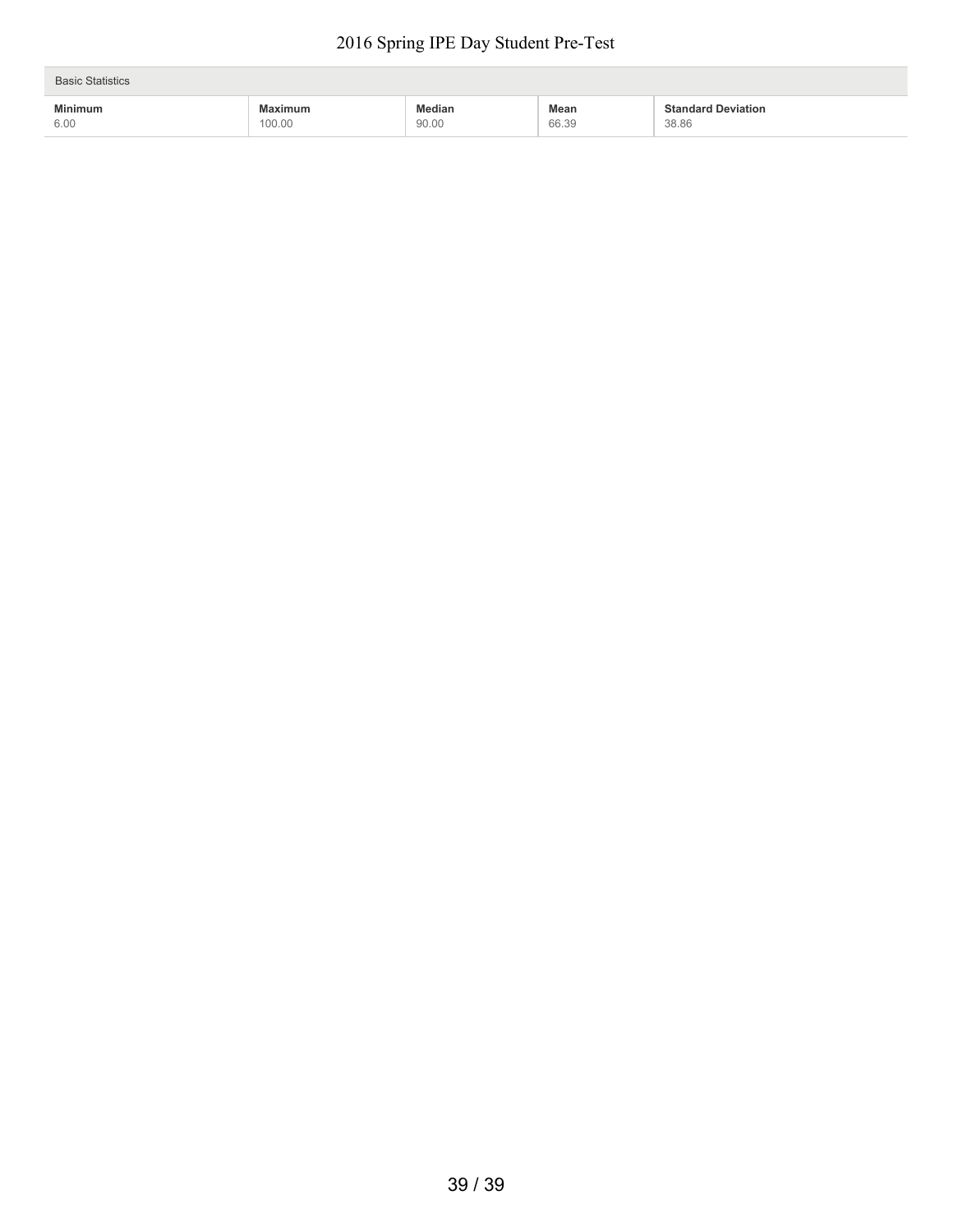| Basic Statistics | | | | |
| --- | --- | --- | --- | --- |
| **Minimum** | **Maximum** | **Median** | **Mean** | **Standard Deviation** |
| 6.00 | 100.00 | 90.00 | 66.39 | 38.86 |